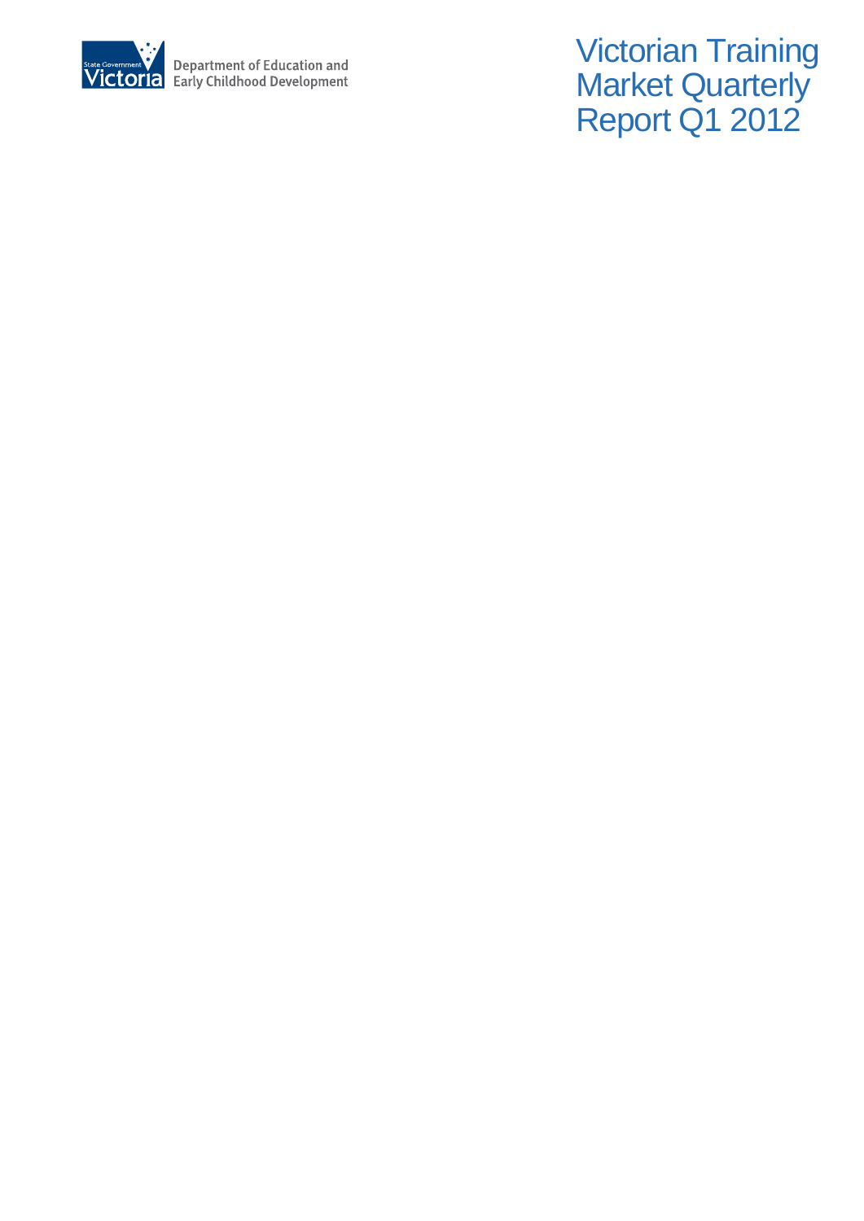Department of Education and Early Childhood Development

# Victorian Training Market Quarterly Report Q1 2012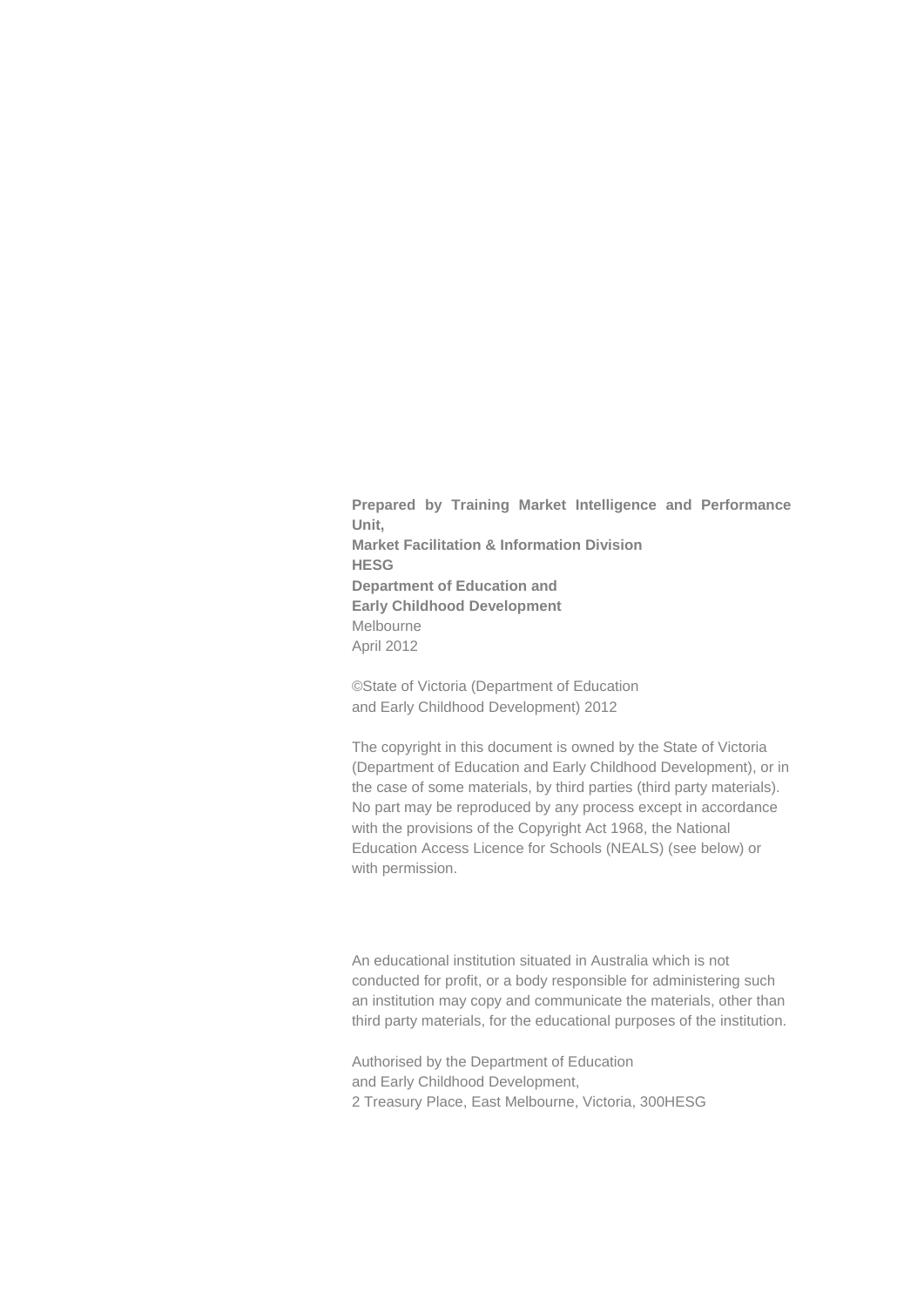**Prepared by Training Market Intelligence and Performance Unit,**
**Market Facilitation & Information Division**
**HESG**
**Department of Education and**
**Early Childhood Development**
Melbourne
April 2012

©State of Victoria (Department of Education
and Early Childhood Development) 2012

The copyright in this document is owned by the State of Victoria (Department of Education and Early Childhood Development), or in the case of some materials, by third parties (third party materials). No part may be reproduced by any process except in accordance with the provisions of the Copyright Act 1968, the National Education Access Licence for Schools (NEALS) (see below) or with permission.

An educational institution situated in Australia which is not conducted for profit, or a body responsible for administering such an institution may copy and communicate the materials, other than third party materials, for the educational purposes of the institution.

Authorised by the Department of Education
and Early Childhood Development,
2 Treasury Place, East Melbourne, Victoria, 300HESG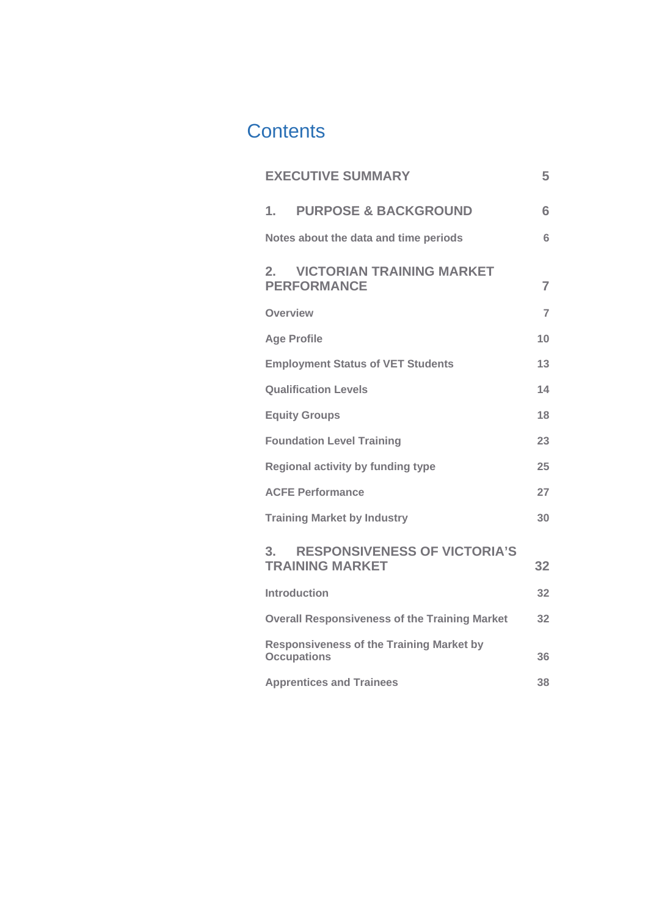# Contents

| | |
|---|---|
| **EXECUTIVE SUMMARY** | 5 |
| **1. PURPOSE & BACKGROUND** | 6 |
| Notes about the data and time periods | 6 |
| **2. VICTORIAN TRAINING MARKET PERFORMANCE** | 7 |
| Overview | 7 |
| Age Profile | 10 |
| Employment Status of VET Students | 13 |
| Qualification Levels | 14 |
| Equity Groups | 18 |
| Foundation Level Training | 23 |
| Regional activity by funding type | 25 |
| ACFE Performance | 27 |
| Training Market by Industry | 30 |
| **3. RESPONSIVENESS OF VICTORIA'S TRAINING MARKET** | 32 |
| Introduction | 32 |
| Overall Responsiveness of the Training Market | 32 |
| Responsiveness of the Training Market by Occupations | 36 |
| Apprentices and Trainees | 38 |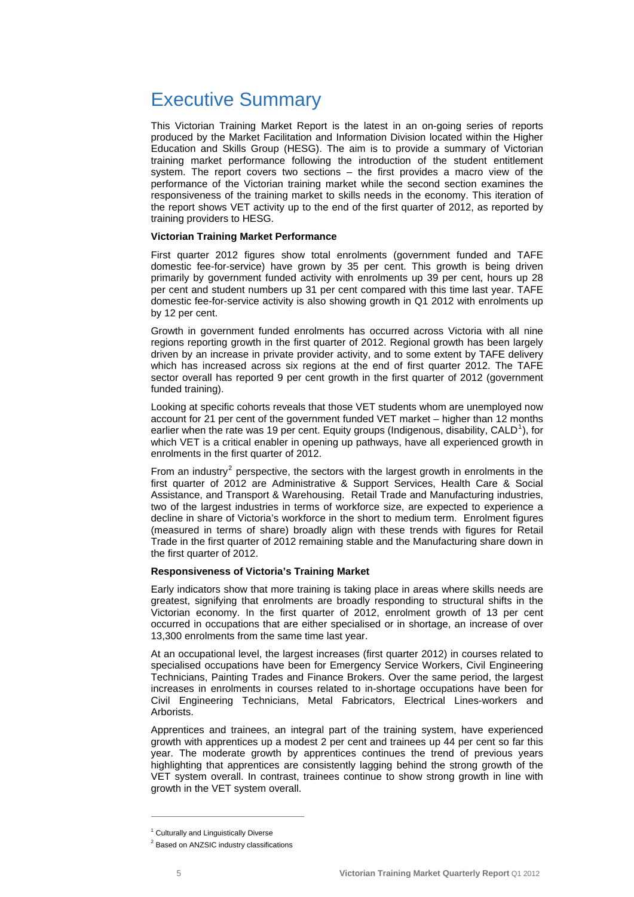# Executive Summary

This Victorian Training Market Report is the latest in an on-going series of reports produced by the Market Facilitation and Information Division located within the Higher Education and Skills Group (HESG). The aim is to provide a summary of Victorian training market performance following the introduction of the student entitlement system. The report covers two sections – the first provides a macro view of the performance of the Victorian training market while the second section examines the responsiveness of the training market to skills needs in the economy. This iteration of the report shows VET activity up to the end of the first quarter of 2012, as reported by training providers to HESG.

**Victorian Training Market Performance**

First quarter 2012 figures show total enrolments (government funded and TAFE domestic fee-for-service) have grown by 35 per cent. This growth is being driven primarily by government funded activity with enrolments up 39 per cent, hours up 28 per cent and student numbers up 31 per cent compared with this time last year. TAFE domestic fee-for-service activity is also showing growth in Q1 2012 with enrolments up by 12 per cent.

Growth in government funded enrolments has occurred across Victoria with all nine regions reporting growth in the first quarter of 2012. Regional growth has been largely driven by an increase in private provider activity, and to some extent by TAFE delivery which has increased across six regions at the end of first quarter 2012. The TAFE sector overall has reported 9 per cent growth in the first quarter of 2012 (government funded training).

Looking at specific cohorts reveals that those VET students whom are unemployed now account for 21 per cent of the government funded VET market – higher than 12 months earlier when the rate was 19 per cent. Equity groups (Indigenous, disability, CALD[1]), for which VET is a critical enabler in opening up pathways, have all experienced growth in enrolments in the first quarter of 2012.

From an industry[2] perspective, the sectors with the largest growth in enrolments in the first quarter of 2012 are Administrative & Support Services, Health Care & Social Assistance, and Transport & Warehousing. Retail Trade and Manufacturing industries, two of the largest industries in terms of workforce size, are expected to experience a decline in share of Victoria's workforce in the short to medium term. Enrolment figures (measured in terms of share) broadly align with these trends with figures for Retail Trade in the first quarter of 2012 remaining stable and the Manufacturing share down in the first quarter of 2012.

**Responsiveness of Victoria's Training Market**

Early indicators show that more training is taking place in areas where skills needs are greatest, signifying that enrolments are broadly responding to structural shifts in the Victorian economy. In the first quarter of 2012, enrolment growth of 13 per cent occurred in occupations that are either specialised or in shortage, an increase of over 13,300 enrolments from the same time last year.

At an occupational level, the largest increases (first quarter 2012) in courses related to specialised occupations have been for Emergency Service Workers, Civil Engineering Technicians, Painting Trades and Finance Brokers. Over the same period, the largest increases in enrolments in courses related to in-shortage occupations have been for Civil Engineering Technicians, Metal Fabricators, Electrical Lines-workers and Arborists.

Apprentices and trainees, an integral part of the training system, have experienced growth with apprentices up a modest 2 per cent and trainees up 44 per cent so far this year. The moderate growth by apprentices continues the trend of previous years highlighting that apprentices are consistently lagging behind the strong growth of the VET system overall. In contrast, trainees continue to show strong growth in line with growth in the VET system overall.

---

[1] Culturally and Linguistically Diverse

[2] Based on ANZSIC industry classifications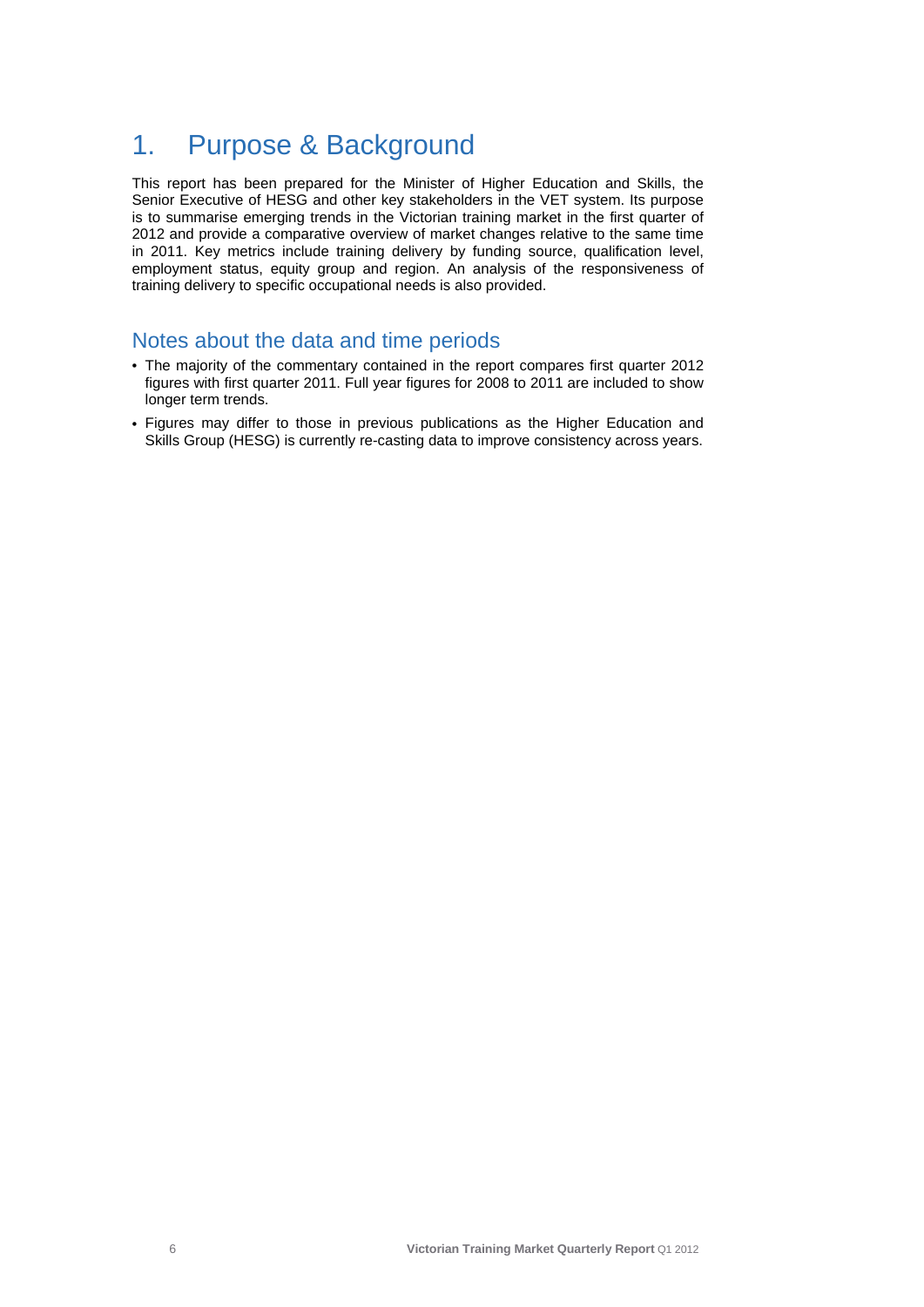# 1. Purpose & Background

This report has been prepared for the Minister of Higher Education and Skills, the Senior Executive of HESG and other key stakeholders in the VET system. Its purpose is to summarise emerging trends in the Victorian training market in the first quarter of 2012 and provide a comparative overview of market changes relative to the same time in 2011. Key metrics include training delivery by funding source, qualification level, employment status, equity group and region. An analysis of the responsiveness of training delivery to specific occupational needs is also provided.

## Notes about the data and time periods

- The majority of the commentary contained in the report compares first quarter 2012 figures with first quarter 2011. Full year figures for 2008 to 2011 are included to show longer term trends.
- Figures may differ to those in previous publications as the Higher Education and Skills Group (HESG) is currently re-casting data to improve consistency across years.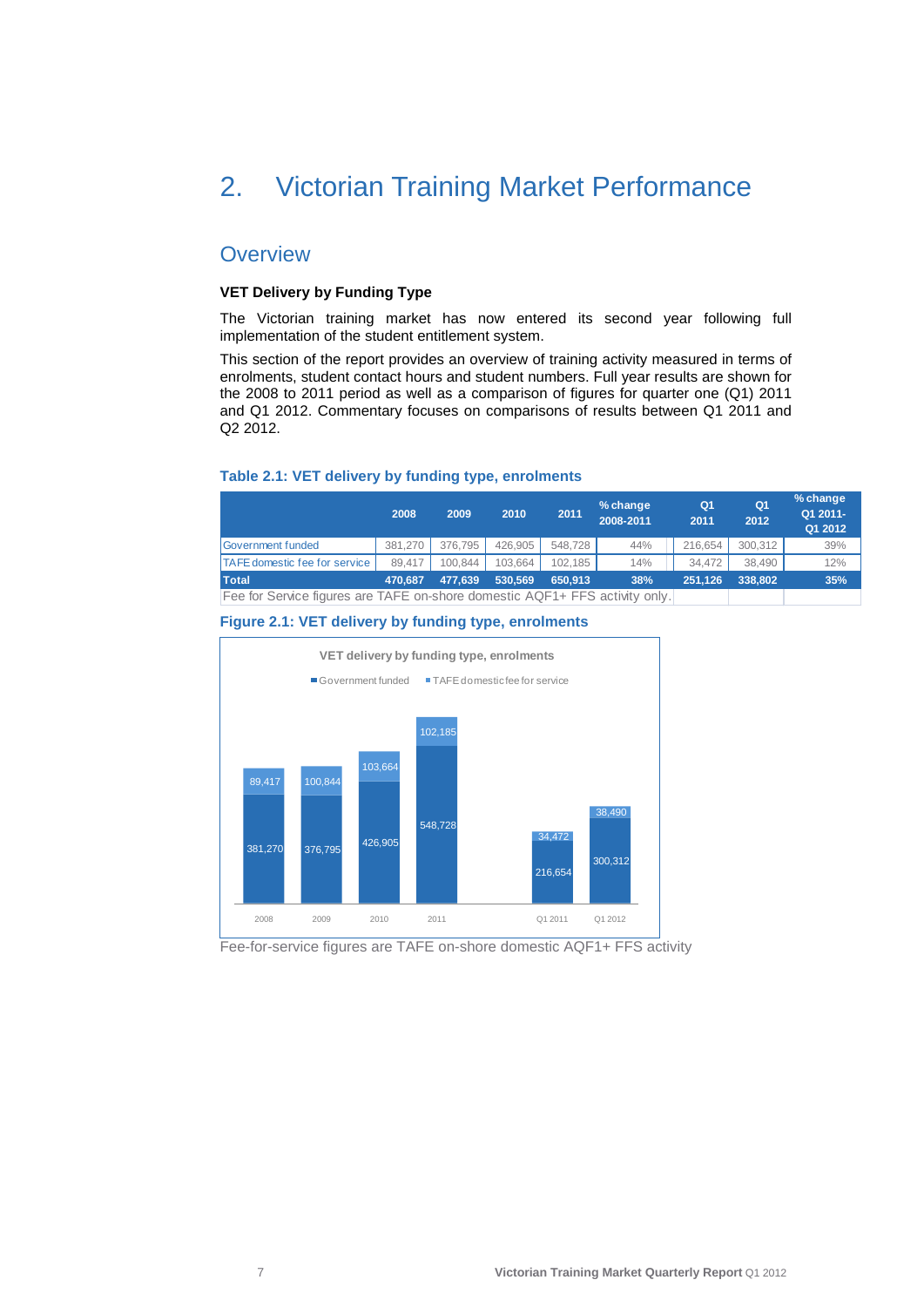# 2. Victorian Training Market Performance

## Overview

### VET Delivery by Funding Type

The Victorian training market has now entered its second year following full implementation of the student entitlement system.

This section of the report provides an overview of training activity measured in terms of enrolments, student contact hours and student numbers. Full year results are shown for the 2008 to 2011 period as well as a comparison of figures for quarter one (Q1) 2011 and Q1 2012. Commentary focuses on comparisons of results between Q1 2011 and Q2 2012.

**Table 2.1: VET delivery by funding type, enrolments**

| | 2008 | 2009 | 2010 | 2011 | % change 2008-2011 | Q1 2011 | Q1 2012 | % change Q1 2011-Q1 2012 |
|---|---|---|---|---|---|---|---|---|
| Government funded | 381,270 | 376,795 | 426,905 | 548,728 | 44% | 216,654 | 300,312 | 39% |
| TAFE domestic fee for service | 89,417 | 100,844 | 103,664 | 102,185 | 14% | 34,472 | 38,490 | 12% |
| **Total** | **470,687** | **477,639** | **530,569** | **650,913** | **38%** | **251,126** | **338,802** | **35%** |

Fee for Service figures are TAFE on-shore domestic AQF1+ FFS activity only.

**Figure 2.1: VET delivery by funding type, enrolments**

VET delivery by funding type, enrolments

| | 2008 | 2009 | 2010 | 2011 | Q1 2011 | Q1 2012 |
|---|---|---|---|---|---|---|
| Government funded | 381,270 | 376,795 | 426,905 | 548,728 | 216,654 | 300,312 |
| TAFE domestic fee for service | 89,417 | 100,844 | 103,664 | 102,185 | 34,472 | 38,490 |

Fee-for-service figures are TAFE on-shore domestic AQF1+ FFS activity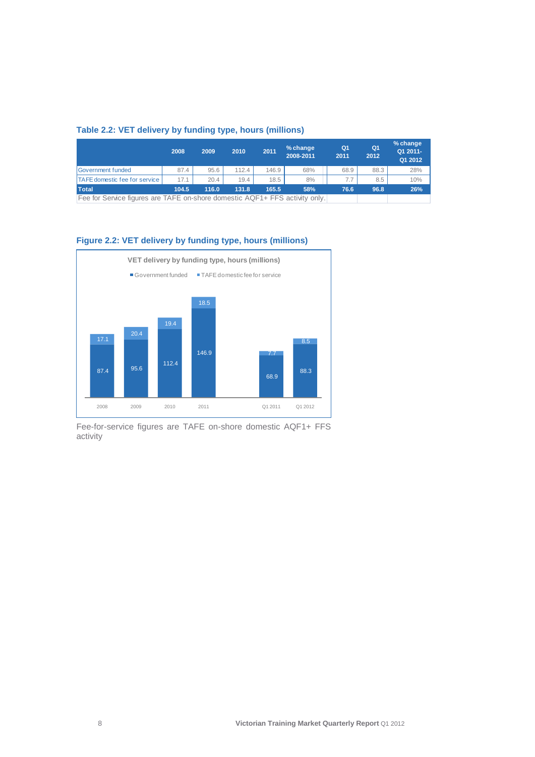### Table 2.2: VET delivery by funding type, hours (millions)

| | 2008 | 2009 | 2010 | 2011 | % change 2008-2011 | Q1 2011 | Q1 2012 | % change Q1 2011-Q1 2012 |
|---|---|---|---|---|---|---|---|---|
| Government funded | 87.4 | 95.6 | 112.4 | 146.9 | 68% | 68.9 | 88.3 | 28% |
| TAFE domestic fee for service | 17.1 | 20.4 | 19.4 | 18.5 | 8% | 7.7 | 8.5 | 10% |
| **Total** | **104.5** | **116.0** | **131.8** | **165.5** | **58%** | **76.6** | **96.8** | **26%** |

Fee for Service figures are TAFE on-shore domestic AQF1+ FFS activity only.

### Figure 2.2: VET delivery by funding type, hours (millions)

VET delivery by funding type, hours (millions)

| | 2008 | 2009 | 2010 | 2011 | Q1 2011 | Q1 2012 |
|---|---|---|---|---|---|---|
| Government funded | 87.4 | 95.6 | 112.4 | 146.9 | 68.9 | 88.3 |
| TAFE domestic fee for service | 17.1 | 20.4 | 19.4 | 18.5 | 7.7 | 8.5 |

Fee-for-service figures are TAFE on-shore domestic AQF1+ FFS activity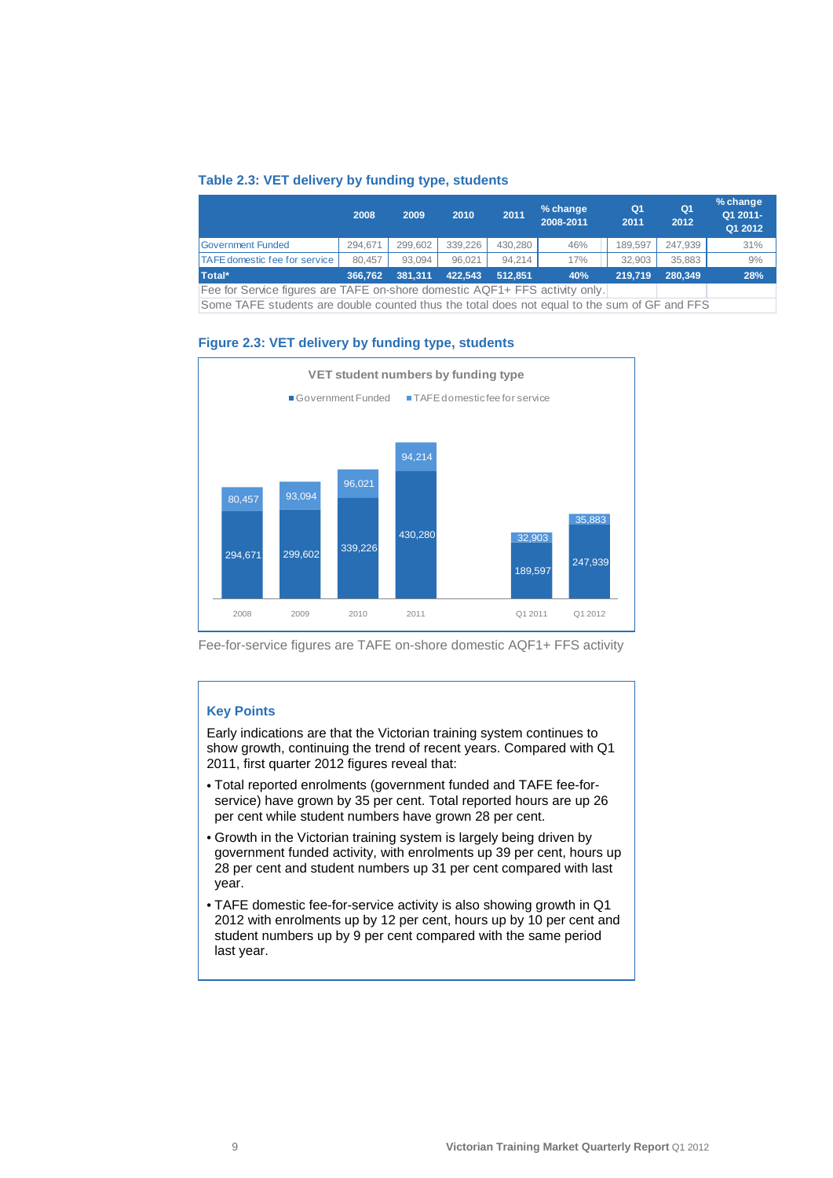### Table 2.3: VET delivery by funding type, students

| | 2008 | 2009 | 2010 | 2011 | % change 2008-2011 | Q1 2011 | Q1 2012 | % change Q1 2011-Q1 2012 |
|---|---|---|---|---|---|---|---|---|
| Government Funded | 294,671 | 299,602 | 339,226 | 430,280 | 46% | 189,597 | 247,939 | 31% |
| TAFE domestic fee for service | 80,457 | 93,094 | 96,021 | 94,214 | 17% | 32,903 | 35,883 | 9% |
| **Total*** | **366,762** | **381,311** | **422,543** | **512,851** | **40%** | **219,719** | **280,349** | **28%** |

Fee for Service figures are TAFE on-shore domestic AQF1+ FFS activity only.

Some TAFE students are double counted thus the total does not equal to the sum of GF and FFS

### Figure 2.3: VET delivery by funding type, students

VET student numbers by funding type

| | Government Funded | TAFE domestic fee for service |
|---|---|---|
| 2008 | 294,671 | 80,457 |
| 2009 | 299,602 | 93,094 |
| 2010 | 339,226 | 96,021 |
| 2011 | 430,280 | 94,214 |
| Q1 2011 | 189,597 | 32,903 |
| Q1 2012 | 247,939 | 35,883 |

Fee-for-service figures are TAFE on-shore domestic AQF1+ FFS activity

### Key Points

Early indications are that the Victorian training system continues to show growth, continuing the trend of recent years. Compared with Q1 2011, first quarter 2012 figures reveal that:

- Total reported enrolments (government funded and TAFE fee-for-service) have grown by 35 per cent. Total reported hours are up 26 per cent while student numbers have grown 28 per cent.
- Growth in the Victorian training system is largely being driven by government funded activity, with enrolments up 39 per cent, hours up 28 per cent and student numbers up 31 per cent compared with last year.
- TAFE domestic fee-for-service activity is also showing growth in Q1 2012 with enrolments up by 12 per cent, hours up by 10 per cent and student numbers up by 9 per cent compared with the same period last year.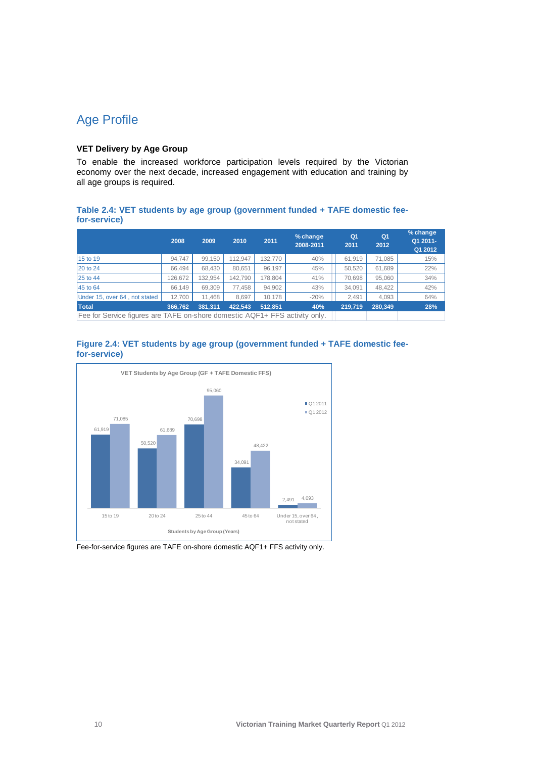# Age Profile

### VET Delivery by Age Group

To enable the increased workforce participation levels required by the Victorian economy over the next decade, increased engagement with education and training by all age groups is required.

**Table 2.4: VET students by age group (government funded + TAFE domestic fee-for-service)**

| | 2008 | 2009 | 2010 | 2011 | % change 2008-2011 | Q1 2011 | Q1 2012 | % change Q1 2011-Q1 2012 |
|---|---|---|---|---|---|---|---|---|
| 15 to 19 | 94,747 | 99,150 | 112,947 | 132,770 | 40% | 61,919 | 71,085 | 15% |
| 20 to 24 | 66,494 | 68,430 | 80,651 | 96,197 | 45% | 50,520 | 61,689 | 22% |
| 25 to 44 | 126,672 | 132,954 | 142,790 | 178,804 | 41% | 70,698 | 95,060 | 34% |
| 45 to 64 | 66,149 | 69,309 | 77,458 | 94,902 | 43% | 34,091 | 48,422 | 42% |
| Under 15, over 64 , not stated | 12,700 | 11,468 | 8,697 | 10,178 | -20% | 2,491 | 4,093 | 64% |
| **Total** | **366,762** | **381,311** | **422,543** | **512,851** | **40%** | **219,719** | **280,349** | **28%** |

Fee for Service figures are TAFE on-shore domestic AQF1+ FFS activity only.

**Figure 2.4: VET students by age group (government funded + TAFE domestic fee-for-service)**

Fee-for-service figures are TAFE on-shore domestic AQF1+ FFS activity only.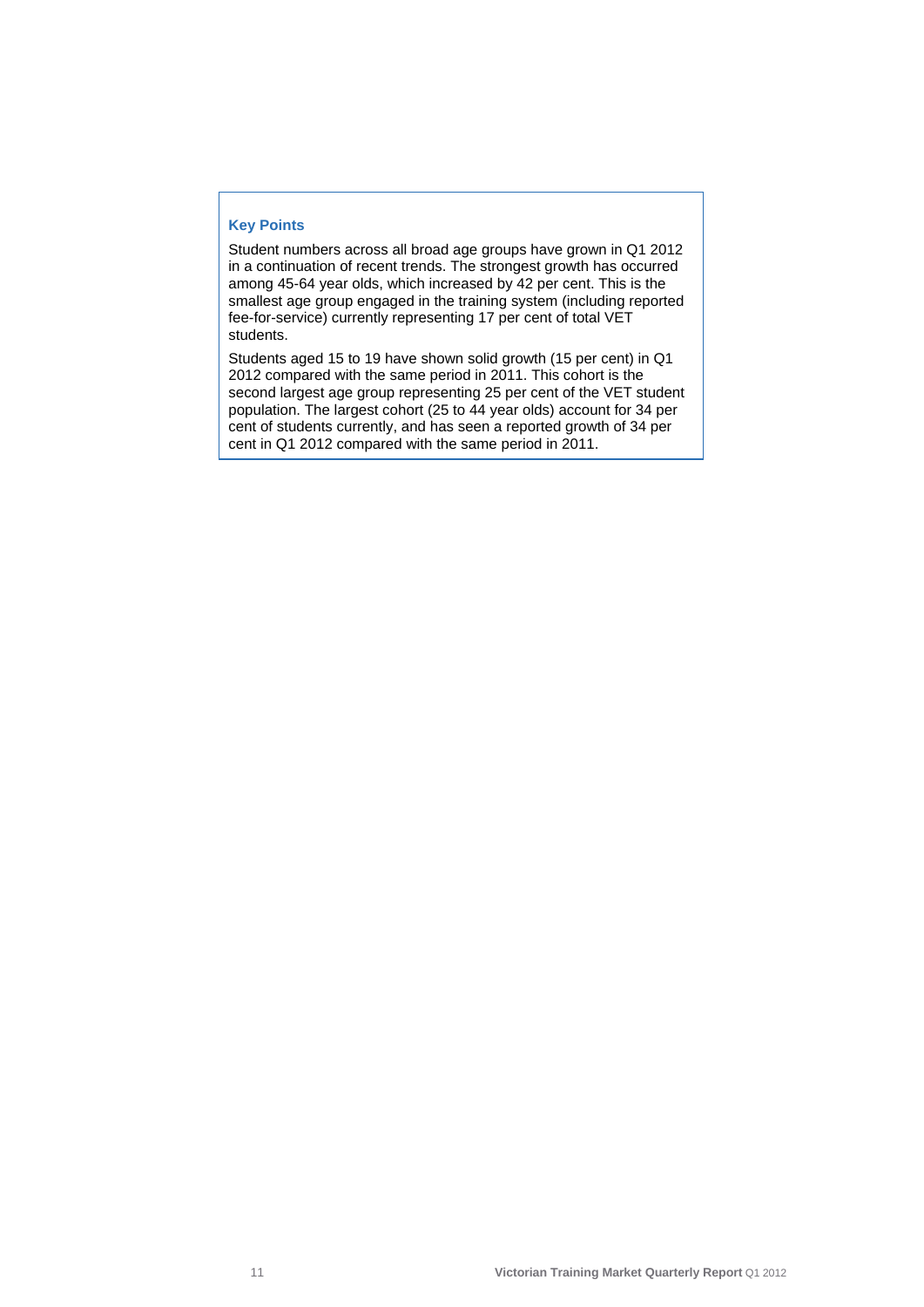### Key Points

Student numbers across all broad age groups have grown in Q1 2012 in a continuation of recent trends. The strongest growth has occurred among 45-64 year olds, which increased by 42 per cent. This is the smallest age group engaged in the training system (including reported fee-for-service) currently representing 17 per cent of total VET students.

Students aged 15 to 19 have shown solid growth (15 per cent) in Q1 2012 compared with the same period in 2011. This cohort is the second largest age group representing 25 per cent of the VET student population. The largest cohort (25 to 44 year olds) account for 34 per cent of students currently, and has seen a reported growth of 34 per cent in Q1 2012 compared with the same period in 2011.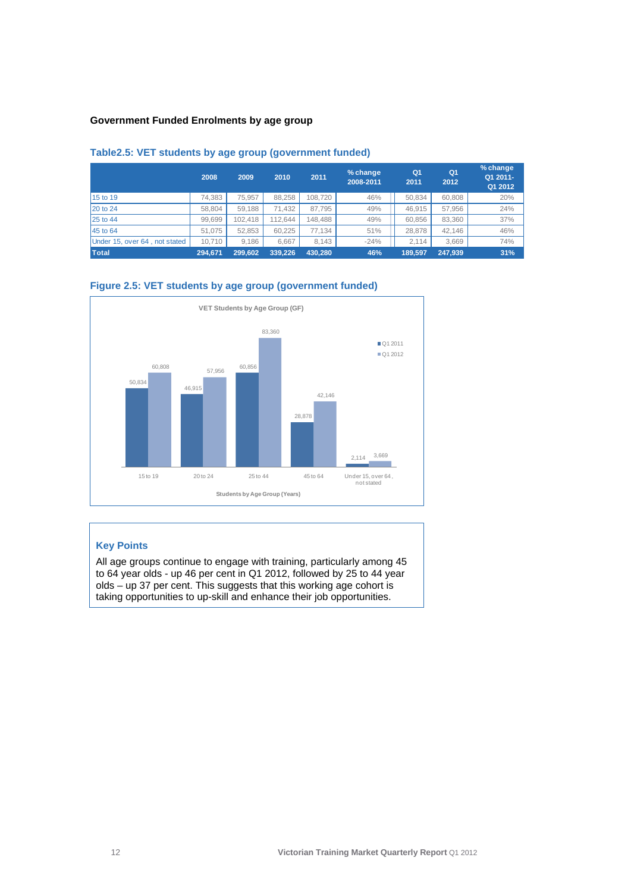**Government Funded Enrolments by age group**

### Table2.5: VET students by age group (government funded)

| | 2008 | 2009 | 2010 | 2011 | % change 2008-2011 | Q1 2011 | Q1 2012 | % change Q1 2011-Q1 2012 |
|---|---|---|---|---|---|---|---|---|
| 15 to 19 | 74,383 | 75,957 | 88,258 | 108,720 | 46% | 50,834 | 60,808 | 20% |
| 20 to 24 | 58,804 | 59,188 | 71,432 | 87,795 | 49% | 46,915 | 57,956 | 24% |
| 25 to 44 | 99,699 | 102,418 | 112,644 | 148,488 | 49% | 60,856 | 83,360 | 37% |
| 45 to 64 | 51,075 | 52,853 | 60,225 | 77,134 | 51% | 28,878 | 42,146 | 46% |
| Under 15, over 64 , not stated | 10,710 | 9,186 | 6,667 | 8,143 | -24% | 2,114 | 3,669 | 74% |
| **Total** | **294,671** | **299,602** | **339,226** | **430,280** | **46%** | **189,597** | **247,939** | **31%** |

### Figure 2.5: VET students by age group (government funded)

VET Students by Age Group (GF)

| Students by Age Group (Years) | Q1 2011 | Q1 2012 |
|---|---|---|
| 15 to 19 | 50,834 | 60,808 |
| 20 to 24 | 46,915 | 57,956 |
| 25 to 44 | 60,856 | 83,360 |
| 45 to 64 | 28,878 | 42,146 |
| Under 15, over 64, not stated | 2,114 | 3,669 |

### Key Points

All age groups continue to engage with training, particularly among 45 to 64 year olds - up 46 per cent in Q1 2012, followed by 25 to 44 year olds – up 37 per cent. This suggests that this working age cohort is taking opportunities to up-skill and enhance their job opportunities.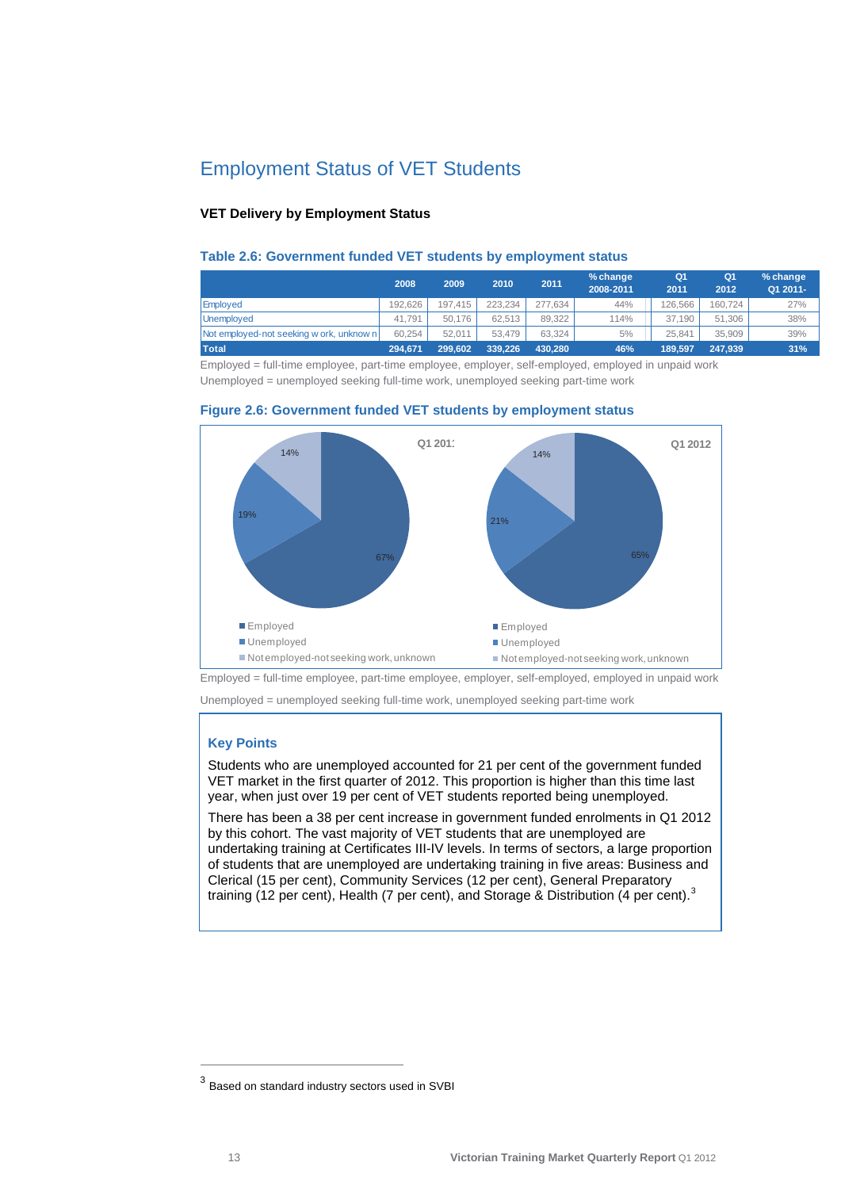# Employment Status of VET Students

### VET Delivery by Employment Status

**Table 2.6: Government funded VET students by employment status**

| | 2008 | 2009 | 2010 | 2011 | % change 2008-2011 | Q1 2011 | Q1 2012 | % change Q1 2011- |
|---|---|---|---|---|---|---|---|---|
| Employed | 192,626 | 197,415 | 223,234 | 277,634 | 44% | 126,566 | 160,724 | 27% |
| Unemployed | 41,791 | 50,176 | 62,513 | 89,322 | 114% | 37,190 | 51,306 | 38% |
| Not employed-not seeking w ork, unknow n | 60,254 | 52,011 | 53,479 | 63,324 | 5% | 25,841 | 35,909 | 39% |
| **Total** | **294,671** | **299,602** | **339,226** | **430,280** | **46%** | **189,597** | **247,939** | **31%** |

Employed = full-time employee, part-time employee, employer, self-employed, employed in unpaid work
Unemployed = unemployed seeking full-time work, unemployed seeking part-time work

**Figure 2.6: Government funded VET students by employment status**

Q1 2011: Employed 67%, Unemployed 19%, Not employed-not seeking work, unknown 14%

Q1 2012: Employed 65%, Unemployed 21%, Not employed-not seeking work, unknown 14%

Employed = full-time employee, part-time employee, employer, self-employed, employed in unpaid work

Unemployed = unemployed seeking full-time work, unemployed seeking part-time work

### Key Points

Students who are unemployed accounted for 21 per cent of the government funded VET market in the first quarter of 2012. This proportion is higher than this time last year, when just over 19 per cent of VET students reported being unemployed.

There has been a 38 per cent increase in government funded enrolments in Q1 2012 by this cohort. The vast majority of VET students that are unemployed are undertaking training at Certificates III-IV levels. In terms of sectors, a large proportion of students that are unemployed are undertaking training in five areas: Business and Clerical (15 per cent), Community Services (12 per cent), General Preparatory training (12 per cent), Health (7 per cent), and Storage & Distribution (4 per cent).[3]

[3] Based on standard industry sectors used in SVBI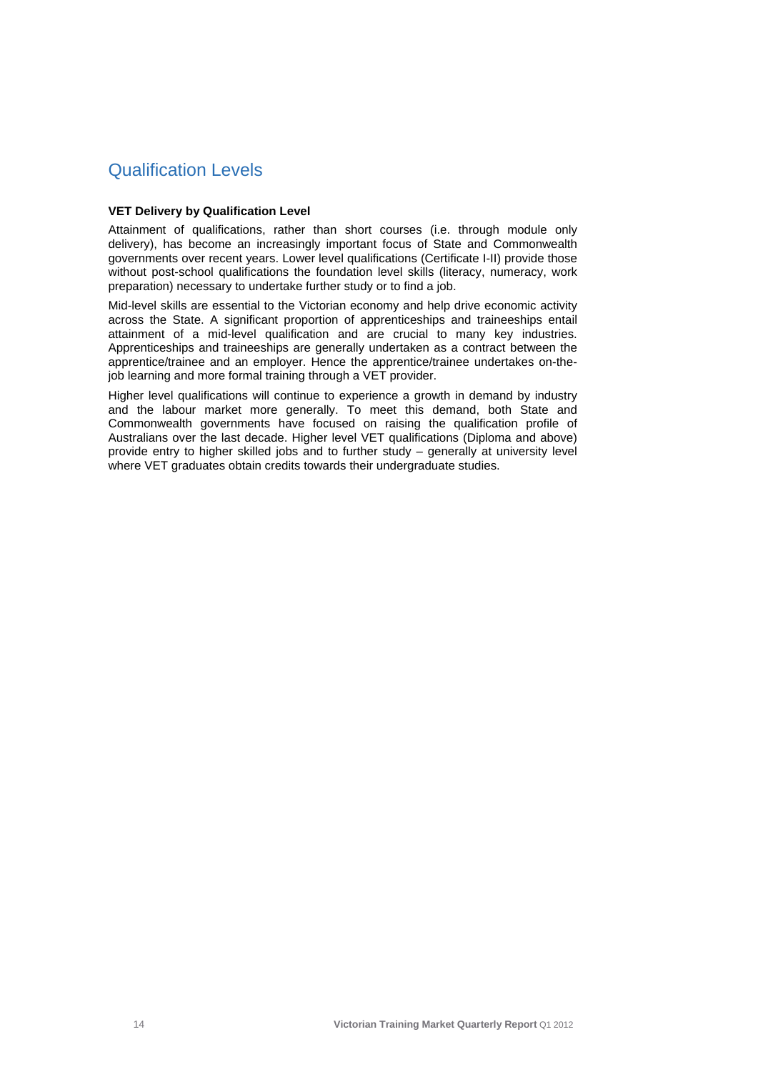# Qualification Levels

**VET Delivery by Qualification Level**

Attainment of qualifications, rather than short courses (i.e. through module only delivery), has become an increasingly important focus of State and Commonwealth governments over recent years. Lower level qualifications (Certificate I-II) provide those without post-school qualifications the foundation level skills (literacy, numeracy, work preparation) necessary to undertake further study or to find a job.

Mid-level skills are essential to the Victorian economy and help drive economic activity across the State. A significant proportion of apprenticeships and traineeships entail attainment of a mid-level qualification and are crucial to many key industries. Apprenticeships and traineeships are generally undertaken as a contract between the apprentice/trainee and an employer. Hence the apprentice/trainee undertakes on-the-job learning and more formal training through a VET provider.

Higher level qualifications will continue to experience a growth in demand by industry and the labour market more generally. To meet this demand, both State and Commonwealth governments have focused on raising the qualification profile of Australians over the last decade. Higher level VET qualifications (Diploma and above) provide entry to higher skilled jobs and to further study – generally at university level where VET graduates obtain credits towards their undergraduate studies.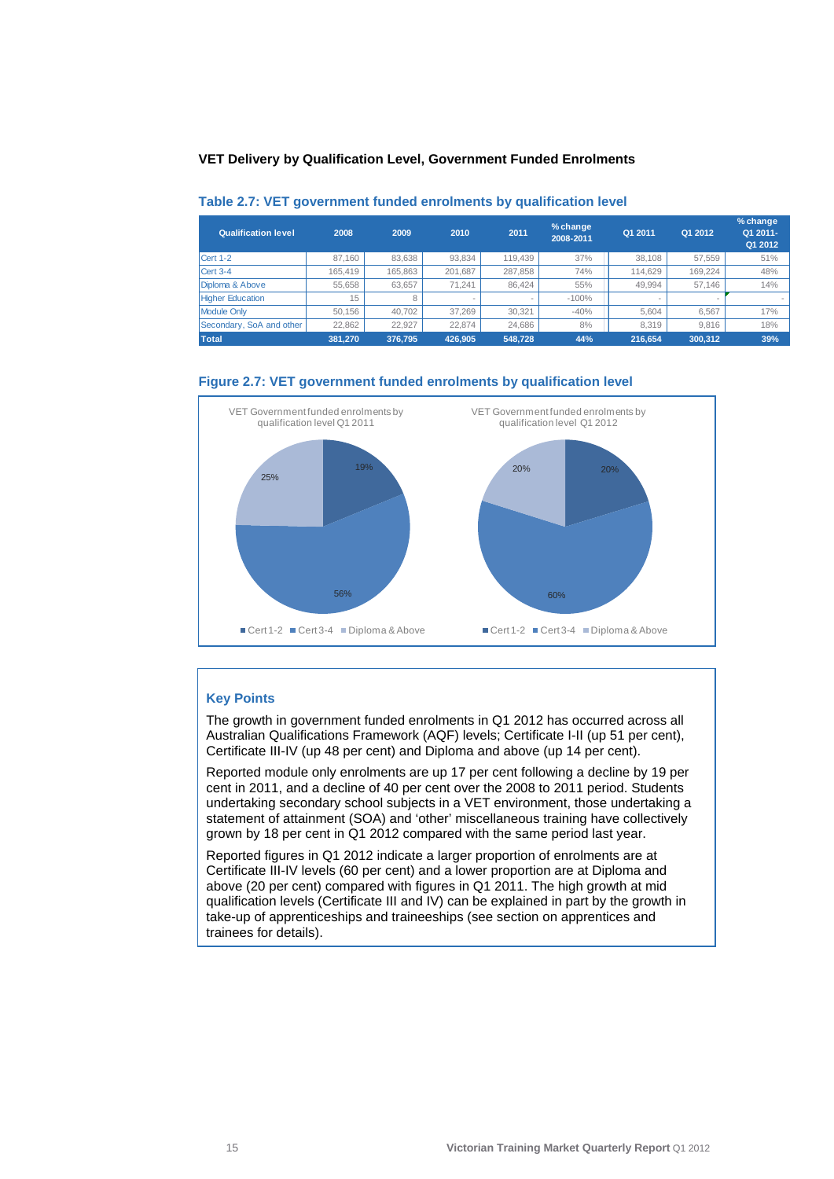## VET Delivery by Qualification Level, Government Funded Enrolments

### Table 2.7: VET government funded enrolments by qualification level

| Qualification level | 2008 | 2009 | 2010 | 2011 | % change 2008-2011 | Q1 2011 | Q1 2012 | % change Q1 2011-Q1 2012 |
|---|---|---|---|---|---|---|---|---|
| Cert 1-2 | 87,160 | 83,638 | 93,834 | 119,439 | 37% | 38,108 | 57,559 | 51% |
| Cert 3-4 | 165,419 | 165,863 | 201,687 | 287,858 | 74% | 114,629 | 169,224 | 48% |
| Diploma & Above | 55,658 | 63,657 | 71,241 | 86,424 | 55% | 49,994 | 57,146 | 14% |
| Higher Education | 15 | 8 | - | - | -100% | - | - | - |
| Module Only | 50,156 | 40,702 | 37,269 | 30,321 | -40% | 5,604 | 6,567 | 17% |
| Secondary, SoA and other | 22,862 | 22,927 | 22,874 | 24,686 | 8% | 8,319 | 9,816 | 18% |
| **Total** | **381,270** | **376,795** | **426,905** | **548,728** | **44%** | **216,654** | **300,312** | **39%** |

### Figure 2.7: VET government funded enrolments by qualification level

VET Government funded enrolments by qualification level Q1 2011: Cert 1-2 19%, Cert 3-4 56%, Diploma & Above 25%

VET Government funded enrolments by qualification level Q1 2012: Cert 1-2 20%, Cert 3-4 60%, Diploma & Above 20%

### Key Points

The growth in government funded enrolments in Q1 2012 has occurred across all Australian Qualifications Framework (AQF) levels; Certificate I-II (up 51 per cent), Certificate III-IV (up 48 per cent) and Diploma and above (up 14 per cent).

Reported module only enrolments are up 17 per cent following a decline by 19 per cent in 2011, and a decline of 40 per cent over the 2008 to 2011 period. Students undertaking secondary school subjects in a VET environment, those undertaking a statement of attainment (SOA) and 'other' miscellaneous training have collectively grown by 18 per cent in Q1 2012 compared with the same period last year.

Reported figures in Q1 2012 indicate a larger proportion of enrolments are at Certificate III-IV levels (60 per cent) and a lower proportion are at Diploma and above (20 per cent) compared with figures in Q1 2011. The high growth at mid qualification levels (Certificate III and IV) can be explained in part by the growth in take-up of apprenticeships and traineeships (see section on apprentices and trainees for details).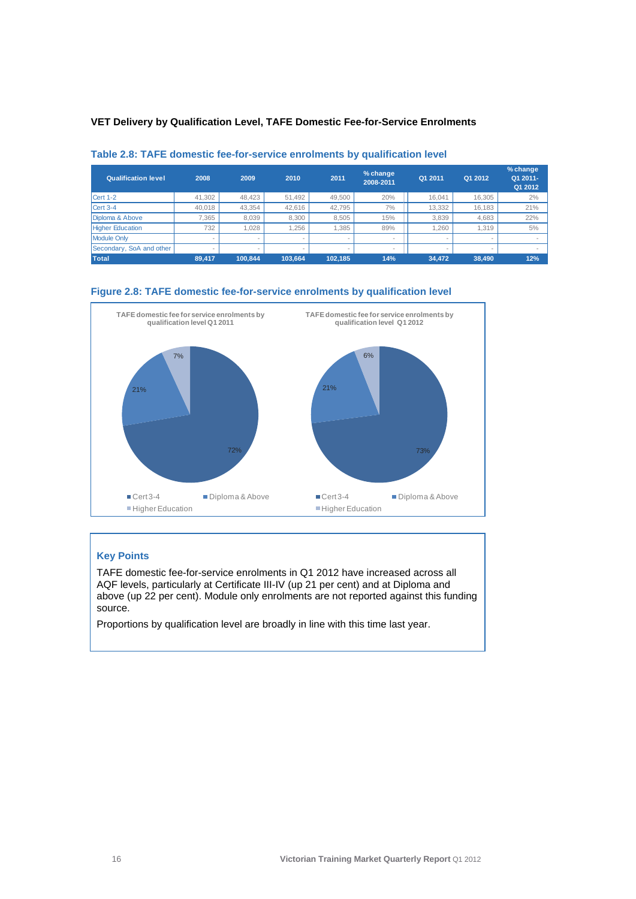**VET Delivery by Qualification Level, TAFE Domestic Fee-for-Service Enrolments**

### Table 2.8: TAFE domestic fee-for-service enrolments by qualification level

| Qualification level | 2008 | 2009 | 2010 | 2011 | % change 2008-2011 | Q1 2011 | Q1 2012 | % change Q1 2011-Q1 2012 |
|---|---|---|---|---|---|---|---|---|
| Cert 1-2 | 41,302 | 48,423 | 51,492 | 49,500 | 20% | 16,041 | 16,305 | 2% |
| Cert 3-4 | 40,018 | 43,354 | 42,616 | 42,795 | 7% | 13,332 | 16,183 | 21% |
| Diploma & Above | 7,365 | 8,039 | 8,300 | 8,505 | 15% | 3,839 | 4,683 | 22% |
| Higher Education | 732 | 1,028 | 1,256 | 1,385 | 89% | 1,260 | 1,319 | 5% |
| Module Only | - | - | - | - | - | - | - | - |
| Secondary, SoA and other | - | - | - | - | - | - | - | - |
| **Total** | **89,417** | **100,844** | **103,664** | **102,185** | **14%** | **34,472** | **38,490** | **12%** |

### Figure 2.8: TAFE domestic fee-for-service enrolments by qualification level

TAFE domestic fee for service enrolments by qualification level Q1 2011

- Cert 3-4: 72%
- Diploma & Above: 21%
- Higher Education: 7%

TAFE domestic fee for service enrolments by qualification level Q1 2012

- Cert 3-4: 73%
- Diploma & Above: 21%
- Higher Education: 6%

### Key Points

TAFE domestic fee-for-service enrolments in Q1 2012 have increased across all AQF levels, particularly at Certificate III-IV (up 21 per cent) and at Diploma and above (up 22 per cent). Module only enrolments are not reported against this funding source.

Proportions by qualification level are broadly in line with this time last year.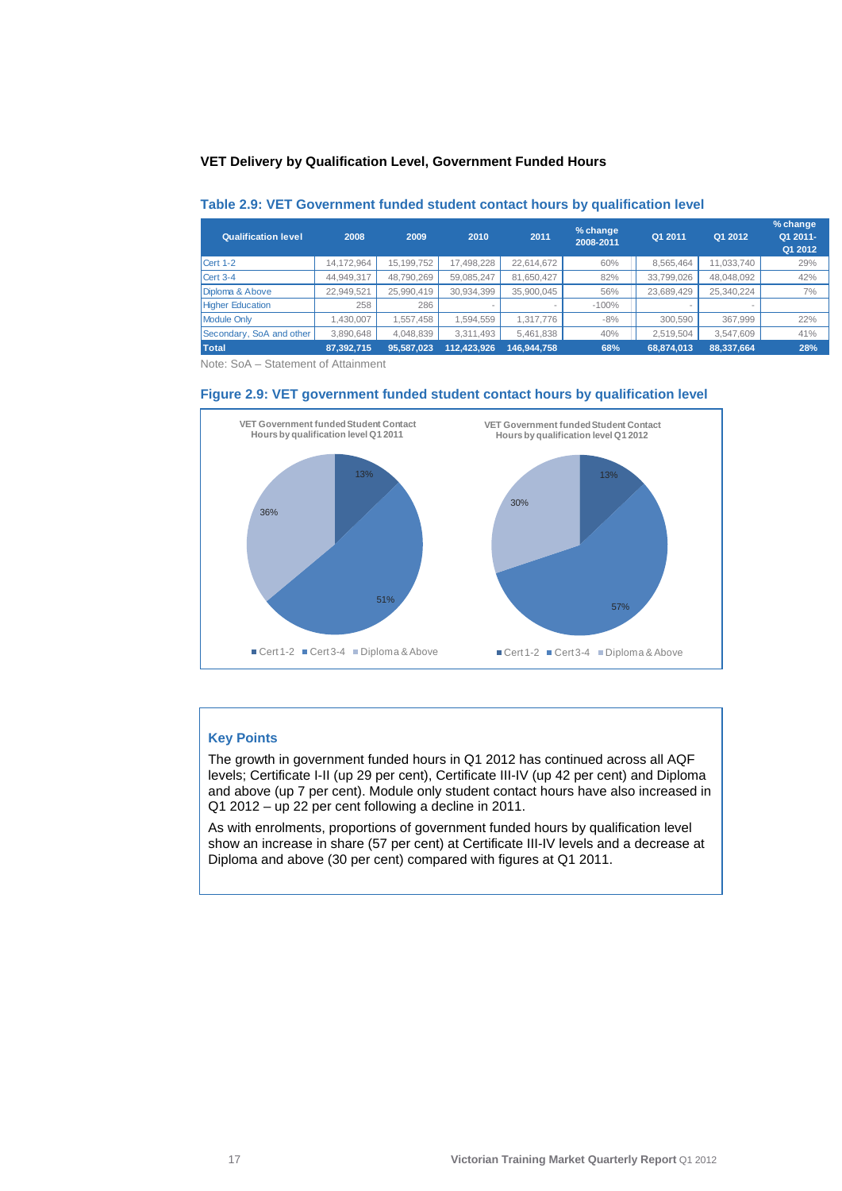### VET Delivery by Qualification Level, Government Funded Hours

**Table 2.9: VET Government funded student contact hours by qualification level**

| Qualification level | 2008 | 2009 | 2010 | 2011 | % change 2008-2011 | Q1 2011 | Q1 2012 | % change Q1 2011-Q1 2012 |
|---|---|---|---|---|---|---|---|---|
| Cert 1-2 | 14,172,964 | 15,199,752 | 17,498,228 | 22,614,672 | 60% | 8,565,464 | 11,033,740 | 29% |
| Cert 3-4 | 44,949,317 | 48,790,269 | 59,085,247 | 81,650,427 | 82% | 33,799,026 | 48,048,092 | 42% |
| Diploma & Above | 22,949,521 | 25,990,419 | 30,934,399 | 35,900,045 | 56% | 23,689,429 | 25,340,224 | 7% |
| Higher Education | 258 | 286 | - | - | -100% | - | - | |
| Module Only | 1,430,007 | 1,557,458 | 1,594,559 | 1,317,776 | -8% | 300,590 | 367,999 | 22% |
| Secondary, SoA and other | 3,890,648 | 4,048,839 | 3,311,493 | 5,461,838 | 40% | 2,519,504 | 3,547,609 | 41% |
| **Total** | **87,392,715** | **95,587,023** | **112,423,926** | **146,944,758** | **68%** | **68,874,013** | **88,337,664** | **28%** |

Note: SoA – Statement of Attainment

**Figure 2.9: VET government funded student contact hours by qualification level**

VET Government funded Student Contact Hours by qualification level Q1 2011: Cert 1-2 13%, Cert 3-4 51%, Diploma & Above 36%

VET Government funded Student Contact Hours by qualification level Q1 2012: Cert 1-2 13%, Cert 3-4 57%, Diploma & Above 30%

### Key Points

The growth in government funded hours in Q1 2012 has continued across all AQF levels; Certificate I-II (up 29 per cent), Certificate III-IV (up 42 per cent) and Diploma and above (up 7 per cent). Module only student contact hours have also increased in Q1 2012 – up 22 per cent following a decline in 2011.

As with enrolments, proportions of government funded hours by qualification level show an increase in share (57 per cent) at Certificate III-IV levels and a decrease at Diploma and above (30 per cent) compared with figures at Q1 2011.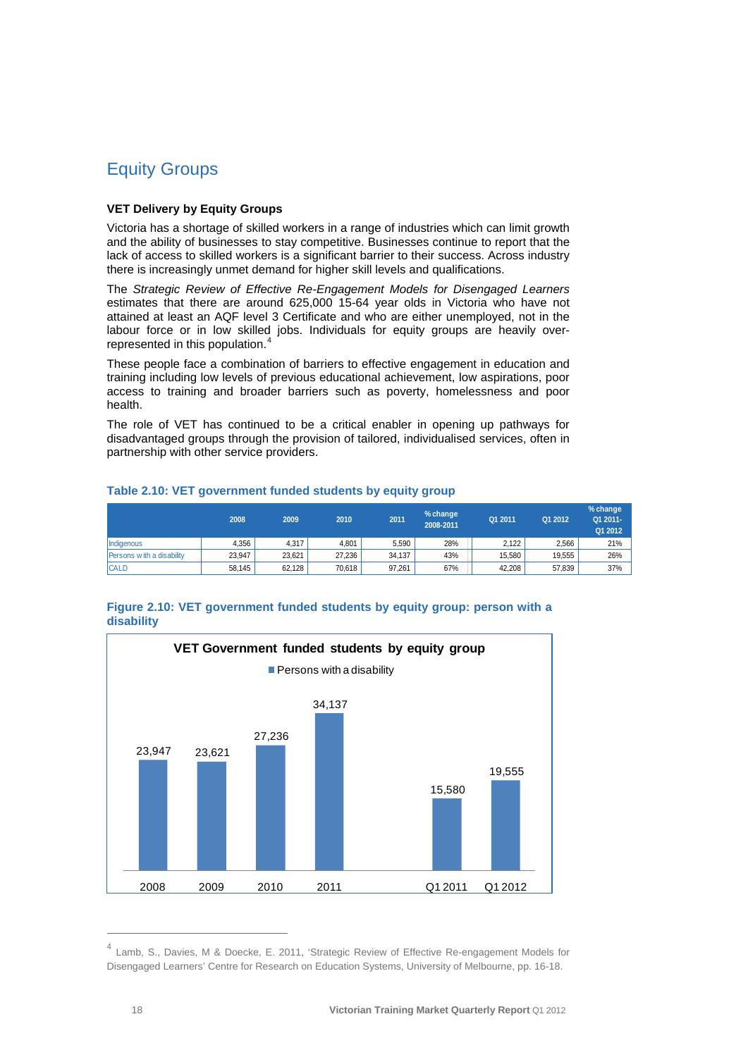# Equity Groups

### VET Delivery by Equity Groups

Victoria has a shortage of skilled workers in a range of industries which can limit growth and the ability of businesses to stay competitive. Businesses continue to report that the lack of access to skilled workers is a significant barrier to their success. Across industry there is increasingly unmet demand for higher skill levels and qualifications.

The *Strategic Review of Effective Re-Engagement Models for Disengaged Learners* estimates that there are around 625,000 15-64 year olds in Victoria who have not attained at least an AQF level 3 Certificate and who are either unemployed, not in the labour force or in low skilled jobs. Individuals for equity groups are heavily over-represented in this population.[4]

These people face a combination of barriers to effective engagement in education and training including low levels of previous educational achievement, low aspirations, poor access to training and broader barriers such as poverty, homelessness and poor health.

The role of VET has continued to be a critical enabler in opening up pathways for disadvantaged groups through the provision of tailored, individualised services, often in partnership with other service providers.

**Table 2.10: VET government funded students by equity group**

| | 2008 | 2009 | 2010 | 2011 | % change 2008-2011 | Q1 2011 | Q1 2012 | % change Q1 2011-Q1 2012 |
|---|---|---|---|---|---|---|---|---|
| Indigenous | 4,356 | 4,317 | 4,801 | 5,590 | 28% | 2,122 | 2,566 | 21% |
| Persons with a disability | 23,947 | 23,621 | 27,236 | 34,137 | 43% | 15,580 | 19,555 | 26% |
| CALD | 58,145 | 62,128 | 70,618 | 97,261 | 67% | 42,208 | 57,839 | 37% |

**Figure 2.10: VET government funded students by equity group: person with a disability**

VET Government funded students by equity group

Persons with a disability

| | 2008 | 2009 | 2010 | 2011 | Q1 2011 | Q1 2012 |
|---|---|---|---|---|---|---|
| Persons with a disability | 23,947 | 23,621 | 27,236 | 34,137 | 15,580 | 19,555 |

---

[4] Lamb, S., Davies, M & Doecke, E. 2011, 'Strategic Review of Effective Re-engagement Models for Disengaged Learners' Centre for Research on Education Systems, University of Melbourne, pp. 16-18.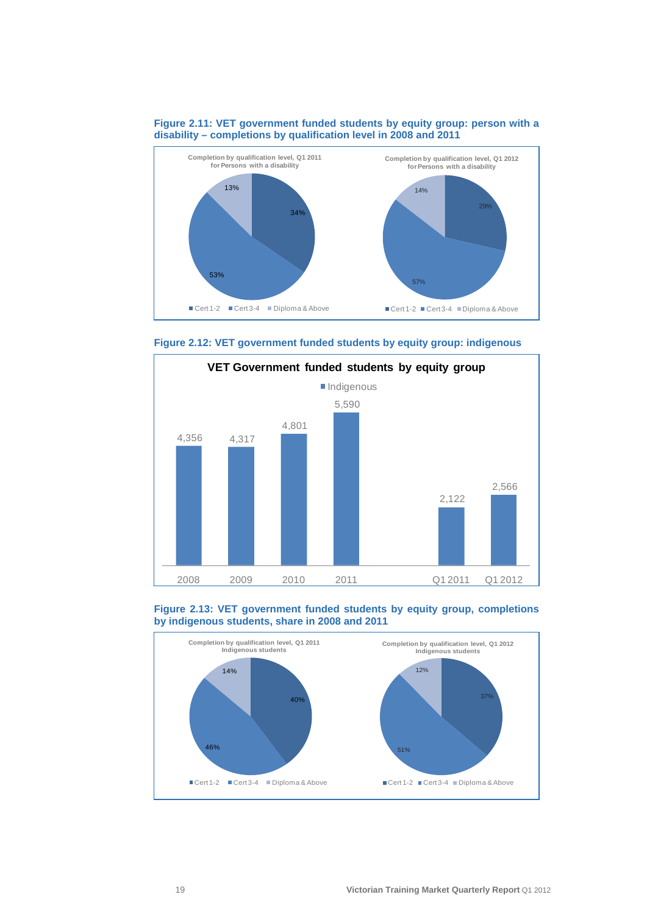**Figure 2.11: VET government funded students by equity group: person with a disability – completions by qualification level in 2008 and 2011**

Completion by qualification level, Q1 2011 for Persons with a disability

| Qualification level | Share |
|---|---|
| Cert 1-2 | 34% |
| Cert 3-4 | 53% |
| Diploma & Above | 13% |

Completion by qualification level, Q1 2012 for Persons with a disability

| Qualification level | Share |
|---|---|
| Cert 1-2 | 29% |
| Cert 3-4 | 57% |
| Diploma & Above | 14% |

**Figure 2.12: VET government funded students by equity group: indigenous**

VET Government funded students by equity group

| Period | Indigenous |
|---|---|
| 2008 | 4,356 |
| 2009 | 4,317 |
| 2010 | 4,801 |
| 2011 | 5,590 |
| Q1 2011 | 2,122 |
| Q1 2012 | 2,566 |

**Figure 2.13: VET government funded students by equity group, completions by indigenous students, share in 2008 and 2011**

Completion by qualification level, Q1 2011 Indigenous students

| Qualification level | Share |
|---|---|
| Cert 1-2 | 40% |
| Cert 3-4 | 46% |
| Diploma & Above | 14% |

Completion by qualification level, Q1 2012 Indigenous students

| Qualification level | Share |
|---|---|
| Cert 1-2 | 37% |
| Cert 3-4 | 51% |
| Diploma & Above | 12% |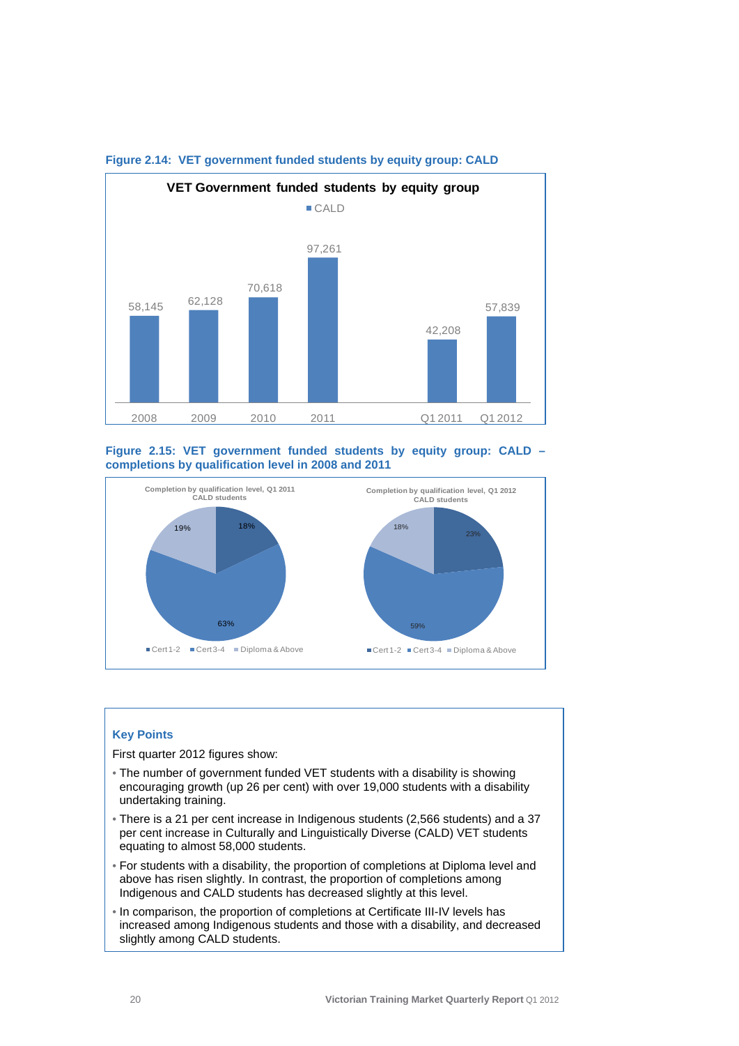**Figure 2.14: VET government funded students by equity group: CALD**

VET Government funded students by equity group

| | 2008 | 2009 | 2010 | 2011 | Q1 2011 | Q1 2012 |
|---|---|---|---|---|---|---|
| CALD | 58,145 | 62,128 | 70,618 | 97,261 | 42,208 | 57,839 |

**Figure 2.15: VET government funded students by equity group: CALD – completions by qualification level in 2008 and 2011**

Completion by qualification level, Q1 2011 CALD students

| Cert 1-2 | Cert 3-4 | Diploma & Above |
|---|---|---|
| 18% | 63% | 19% |

Completion by qualification level, Q1 2012 CALD students

| Cert 1-2 | Cert 3-4 | Diploma & Above |
|---|---|---|
| 23% | 59% | 18% |

### Key Points

First quarter 2012 figures show:

- The number of government funded VET students with a disability is showing encouraging growth (up 26 per cent) with over 19,000 students with a disability undertaking training.
- There is a 21 per cent increase in Indigenous students (2,566 students) and a 37 per cent increase in Culturally and Linguistically Diverse (CALD) VET students equating to almost 58,000 students.
- For students with a disability, the proportion of completions at Diploma level and above has risen slightly. In contrast, the proportion of completions among Indigenous and CALD students has decreased slightly at this level.
- In comparison, the proportion of completions at Certificate III-IV levels has increased among Indigenous students and those with a disability, and decreased slightly among CALD students.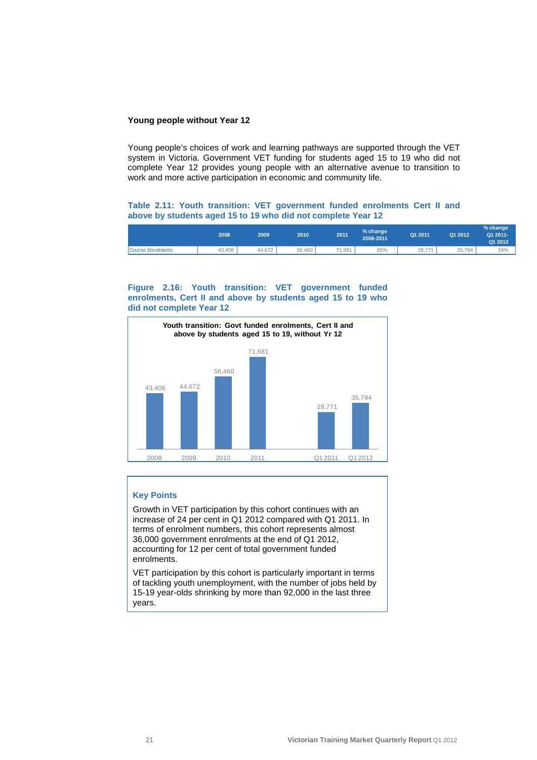### Young people without Year 12

Young people's choices of work and learning pathways are supported through the VET system in Victoria. Government VET funding for students aged 15 to 19 who did not complete Year 12 provides young people with an alternative avenue to transition to work and more active participation in economic and community life.

**Table 2.11: Youth transition: VET government funded enrolments Cert II and above by students aged 15 to 19 who did not complete Year 12**

| | 2008 | 2009 | 2010 | 2011 | % change 2008-2011 | Q1 2011 | Q1 2012 | % change Q1 2011-Q1 2012 |
|---|---|---|---|---|---|---|---|---|
| Course Enrolments | 43,406 | 44,672 | 56,460 | 71,681 | 65% | 28,771 | 35,794 | 24% |

**Figure 2.16: Youth transition: VET government funded enrolments, Cert II and above by students aged 15 to 19 who did not complete Year 12**

Youth transition: Govt funded enrolments, Cert II and above by students aged 15 to 19, without Yr 12

| | 2008 | 2009 | 2010 | 2011 | Q1 2011 | Q1 2012 |
|---|---|---|---|---|---|---|
| Enrolments | 43,406 | 44,672 | 56,460 | 71,681 | 28,771 | 35,794 |

#### Key Points

Growth in VET participation by this cohort continues with an increase of 24 per cent in Q1 2012 compared with Q1 2011. In terms of enrolment numbers, this cohort represents almost 36,000 government enrolments at the end of Q1 2012, accounting for 12 per cent of total government funded enrolments.

VET participation by this cohort is particularly important in terms of tackling youth unemployment, with the number of jobs held by 15-19 year-olds shrinking by more than 92,000 in the last three years.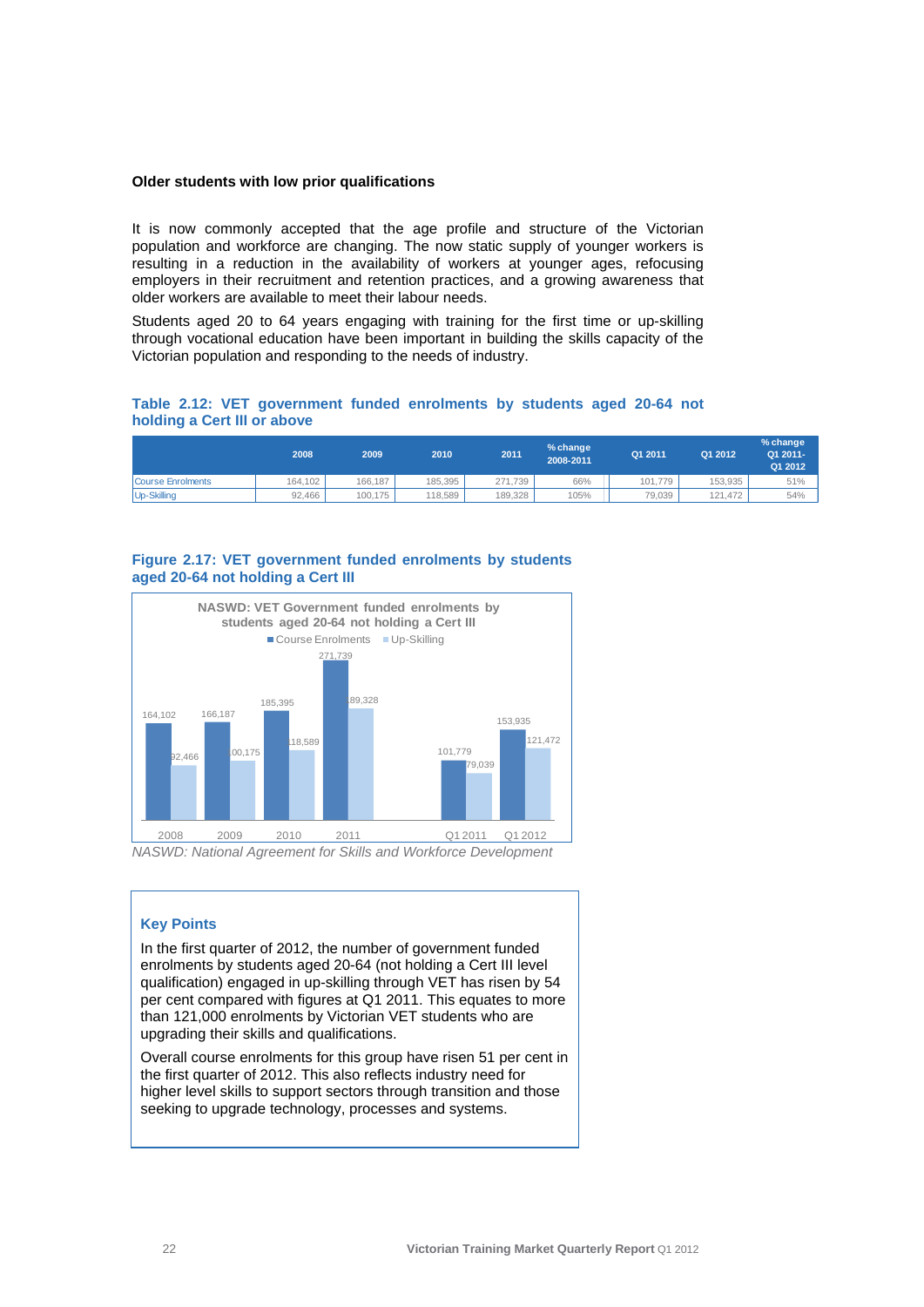### Older students with low prior qualifications

It is now commonly accepted that the age profile and structure of the Victorian population and workforce are changing. The now static supply of younger workers is resulting in a reduction in the availability of workers at younger ages, refocusing employers in their recruitment and retention practices, and a growing awareness that older workers are available to meet their labour needs.

Students aged 20 to 64 years engaging with training for the first time or up-skilling through vocational education have been important in building the skills capacity of the Victorian population and responding to the needs of industry.

**Table 2.12: VET government funded enrolments by students aged 20-64 not holding a Cert III or above**

| | 2008 | 2009 | 2010 | 2011 | % change 2008-2011 | Q1 2011 | Q1 2012 | % change Q1 2011-Q1 2012 |
|---|---|---|---|---|---|---|---|---|
| Course Enrolments | 164,102 | 166,187 | 185,395 | 271,739 | 66% | 101,779 | 153,935 | 51% |
| Up-Skilling | 92,466 | 100,175 | 118,589 | 189,328 | 105% | 79,039 | 121,472 | 54% |

**Figure 2.17: VET government funded enrolments by students aged 20-64 not holding a Cert III**

NASWD: VET Government funded enrolments by students aged 20-64 not holding a Cert III

| | 2008 | 2009 | 2010 | 2011 | Q1 2011 | Q1 2012 |
|---|---|---|---|---|---|---|
| Course Enrolments | 164,102 | 166,187 | 185,395 | 271,739 | 101,779 | 153,935 |
| Up-Skilling | 92,466 | 100,175 | 118,589 | 189,328 | 79,039 | 121,472 |

*NASWD: National Agreement for Skills and Workforce Development*

#### Key Points

In the first quarter of 2012, the number of government funded enrolments by students aged 20-64 (not holding a Cert III level qualification) engaged in up-skilling through VET has risen by 54 per cent compared with figures at Q1 2011. This equates to more than 121,000 enrolments by Victorian VET students who are upgrading their skills and qualifications.

Overall course enrolments for this group have risen 51 per cent in the first quarter of 2012. This also reflects industry need for higher level skills to support sectors through transition and those seeking to upgrade technology, processes and systems.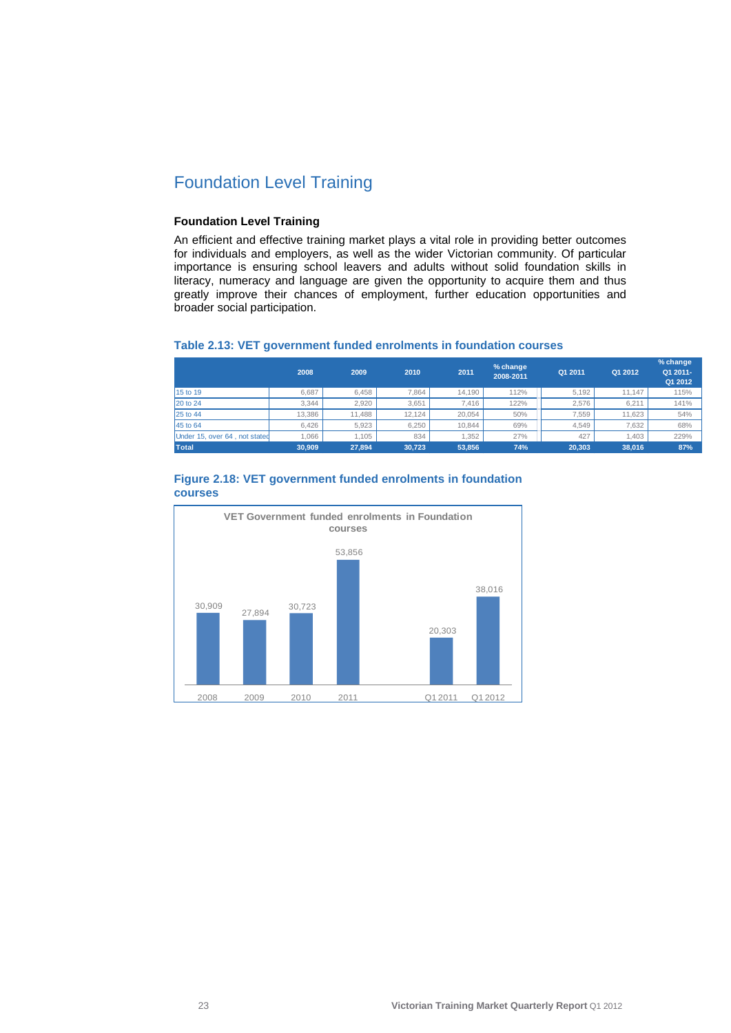# Foundation Level Training

### Foundation Level Training

An efficient and effective training market plays a vital role in providing better outcomes for individuals and employers, as well as the wider Victorian community. Of particular importance is ensuring school leavers and adults without solid foundation skills in literacy, numeracy and language are given the opportunity to acquire them and thus greatly improve their chances of employment, further education opportunities and broader social participation.

#### Table 2.13: VET government funded enrolments in foundation courses

| | 2008 | 2009 | 2010 | 2011 | % change 2008-2011 | Q1 2011 | Q1 2012 | % change Q1 2011-Q1 2012 |
|---|---|---|---|---|---|---|---|---|
| 15 to 19 | 6,687 | 6,458 | 7,864 | 14,190 | 112% | 5,192 | 11,147 | 115% |
| 20 to 24 | 3,344 | 2,920 | 3,651 | 7,416 | 122% | 2,576 | 6,211 | 141% |
| 25 to 44 | 13,386 | 11,488 | 12,124 | 20,054 | 50% | 7,559 | 11,623 | 54% |
| 45 to 64 | 6,426 | 5,923 | 6,250 | 10,844 | 69% | 4,549 | 7,632 | 68% |
| Under 15, over 64 , not stated | 1,066 | 1,105 | 834 | 1,352 | 27% | 427 | 1,403 | 229% |
| **Total** | **30,909** | **27,894** | **30,723** | **53,856** | **74%** | **20,303** | **38,016** | **87%** |

#### Figure 2.18: VET government funded enrolments in foundation courses

VET Government funded enrolments in Foundation courses

| | Enrolments |
|---|---|
| 2008 | 30,909 |
| 2009 | 27,894 |
| 2010 | 30,723 |
| 2011 | 53,856 |
| Q1 2011 | 20,303 |
| Q1 2012 | 38,016 |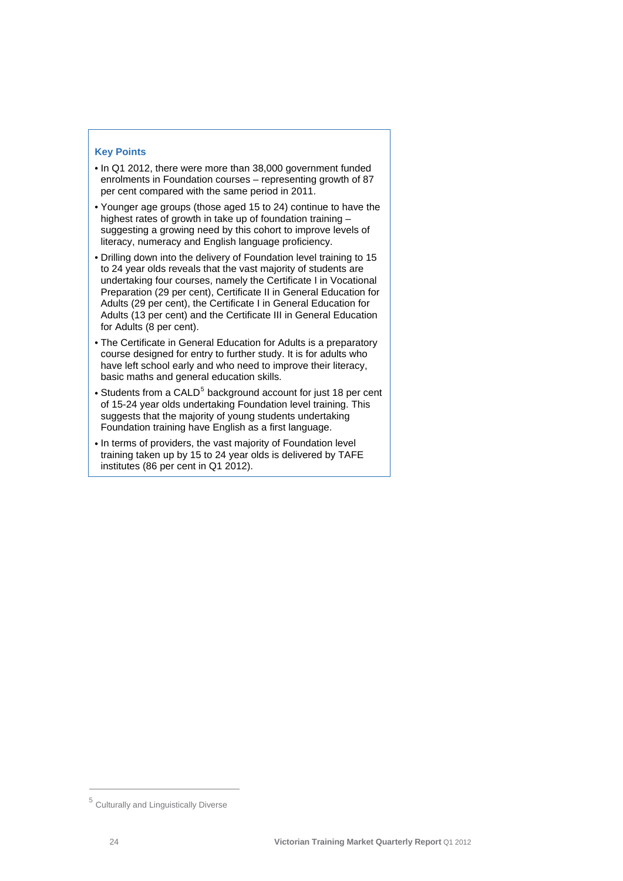### Key Points

- In Q1 2012, there were more than 38,000 government funded enrolments in Foundation courses – representing growth of 87 per cent compared with the same period in 2011.
- Younger age groups (those aged 15 to 24) continue to have the highest rates of growth in take up of foundation training – suggesting a growing need by this cohort to improve levels of literacy, numeracy and English language proficiency.
- Drilling down into the delivery of Foundation level training to 15 to 24 year olds reveals that the vast majority of students are undertaking four courses, namely the Certificate I in Vocational Preparation (29 per cent), Certificate II in General Education for Adults (29 per cent), the Certificate I in General Education for Adults (13 per cent) and the Certificate III in General Education for Adults (8 per cent).
- The Certificate in General Education for Adults is a preparatory course designed for entry to further study. It is for adults who have left school early and who need to improve their literacy, basic maths and general education skills.
- Students from a CALD[5] background account for just 18 per cent of 15-24 year olds undertaking Foundation level training. This suggests that the majority of young students undertaking Foundation training have English as a first language.
- In terms of providers, the vast majority of Foundation level training taken up by 15 to 24 year olds is delivered by TAFE institutes (86 per cent in Q1 2012).

[5] Culturally and Linguistically Diverse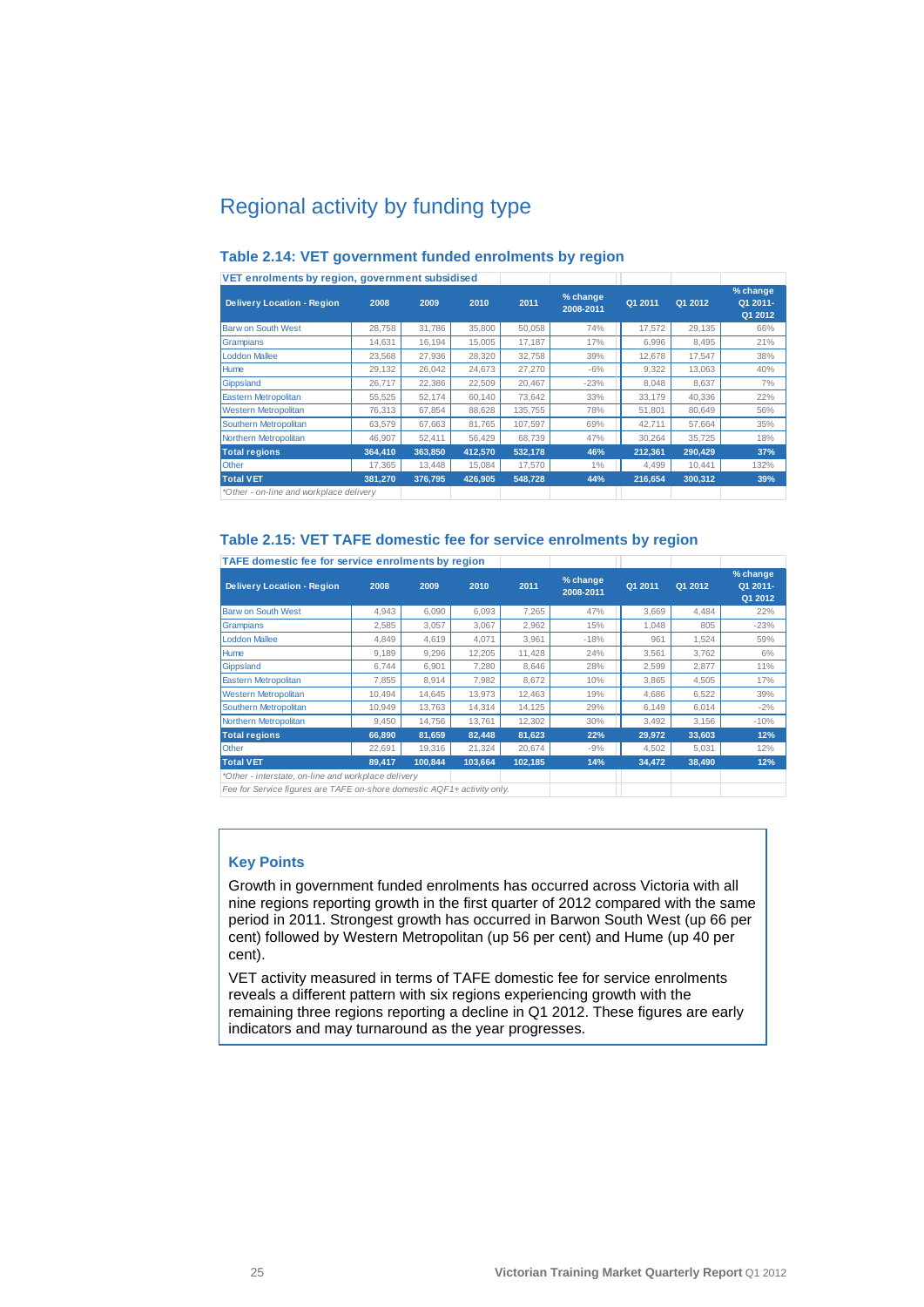## Regional activity by funding type

### Table 2.14: VET government funded enrolments by region

VET enrolments by region, government subsidised

| Delivery Location - Region | 2008 | 2009 | 2010 | 2011 | % change 2008-2011 | Q1 2011 | Q1 2012 | % change Q1 2011-Q1 2012 |
|---|---|---|---|---|---|---|---|---|
| Barw on South West | 28,758 | 31,786 | 35,800 | 50,058 | 74% | 17,572 | 29,135 | 66% |
| Grampians | 14,631 | 16,194 | 15,005 | 17,187 | 17% | 6,996 | 8,495 | 21% |
| Loddon Mallee | 23,568 | 27,936 | 28,320 | 32,758 | 39% | 12,678 | 17,547 | 38% |
| Hume | 29,132 | 26,042 | 24,673 | 27,270 | -6% | 9,322 | 13,063 | 40% |
| Gippsland | 26,717 | 22,386 | 22,509 | 20,467 | -23% | 8,048 | 8,637 | 7% |
| Eastern Metropolitan | 55,525 | 52,174 | 60,140 | 73,642 | 33% | 33,179 | 40,336 | 22% |
| Western Metropolitan | 76,313 | 67,854 | 88,628 | 135,755 | 78% | 51,801 | 80,649 | 56% |
| Southern Metropolitan | 63,579 | 67,663 | 81,765 | 107,597 | 69% | 42,711 | 57,664 | 35% |
| Northern Metropolitan | 46,907 | 52,411 | 56,429 | 68,739 | 47% | 30,264 | 35,725 | 18% |
| **Total regions** | **364,410** | **363,850** | **412,570** | **532,178** | **46%** | **212,361** | **290,429** | **37%** |
| Other | 17,365 | 13,448 | 15,084 | 17,570 | 1% | 4,499 | 10,441 | 132% |
| **Total VET** | **381,270** | **376,795** | **426,905** | **548,728** | **44%** | **216,654** | **300,312** | **39%** |

*Other - on-line and workplace delivery*

### Table 2.15: VET TAFE domestic fee for service enrolments by region

TAFE domestic fee for service enrolments by region

| Delivery Location - Region | 2008 | 2009 | 2010 | 2011 | % change 2008-2011 | Q1 2011 | Q1 2012 | % change Q1 2011-Q1 2012 |
|---|---|---|---|---|---|---|---|---|
| Barw on South West | 4,943 | 6,090 | 6,093 | 7,265 | 47% | 3,669 | 4,484 | 22% |
| Grampians | 2,585 | 3,057 | 3,067 | 2,962 | 15% | 1,048 | 805 | -23% |
| Loddon Mallee | 4,849 | 4,619 | 4,071 | 3,961 | -18% | 961 | 1,524 | 59% |
| Hume | 9,189 | 9,296 | 12,205 | 11,428 | 24% | 3,561 | 3,762 | 6% |
| Gippsland | 6,744 | 6,901 | 7,280 | 8,646 | 28% | 2,599 | 2,877 | 11% |
| Eastern Metropolitan | 7,855 | 8,914 | 7,982 | 8,672 | 10% | 3,865 | 4,505 | 17% |
| Western Metropolitan | 10,494 | 14,645 | 13,973 | 12,463 | 19% | 4,686 | 6,522 | 39% |
| Southern Metropolitan | 10,949 | 13,763 | 14,314 | 14,125 | 29% | 6,149 | 6,014 | -2% |
| Northern Metropolitan | 9,450 | 14,756 | 13,761 | 12,302 | 30% | 3,492 | 3,156 | -10% |
| **Total regions** | **66,890** | **81,659** | **82,448** | **81,623** | **22%** | **29,972** | **33,603** | **12%** |
| Other | 22,691 | 19,316 | 21,324 | 20,674 | -9% | 4,502 | 5,031 | 12% |
| **Total VET** | **89,417** | **100,844** | **103,664** | **102,185** | **14%** | **34,472** | **38,490** | **12%** |

*Other - interstate, on-line and workplace delivery*

*Fee for Service figures are TAFE on-shore domestic AQF1+ activity only.*

### Key Points

Growth in government funded enrolments has occurred across Victoria with all nine regions reporting growth in the first quarter of 2012 compared with the same period in 2011. Strongest growth has occurred in Barwon South West (up 66 per cent) followed by Western Metropolitan (up 56 per cent) and Hume (up 40 per cent).

VET activity measured in terms of TAFE domestic fee for service enrolments reveals a different pattern with six regions experiencing growth with the remaining three regions reporting a decline in Q1 2012. These figures are early indicators and may turnaround as the year progresses.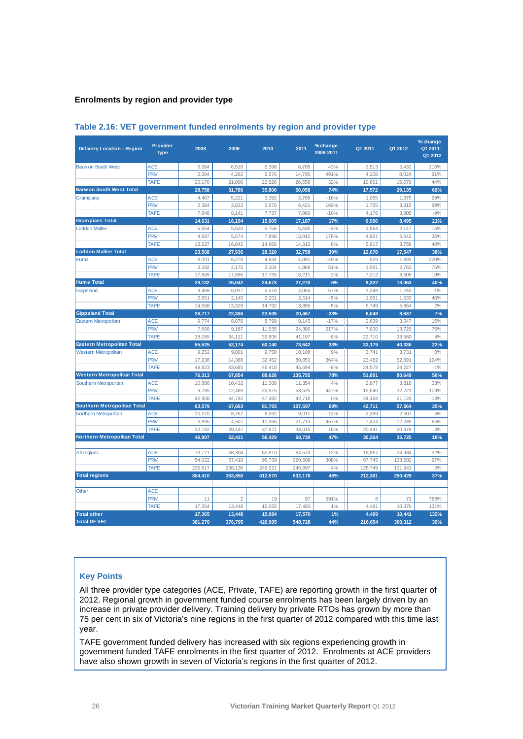## Enrolments by region and provider type

### Table 2.16: VET government funded enrolments by region and provider type

| Delivery Location - Region | Provider type | 2008 | 2009 | 2010 | 2011 | % change 2008-2011 | Q1 2011 | Q1 2012 | % change Q1 2011-Q1 2012 |
|---|---|---|---|---|---|---|---|---|---|
| Barwon South West | ACE | 6,084 | 6,518 | 6,398 | 8,705 | 43% | 2,513 | 5,432 | 116% |
| | PRV | 2,504 | 4,262 | 6,576 | 14,795 | 491% | 4,208 | 8,024 | 91% |
| | TAFE | 20,170 | 21,006 | 22,826 | 26,558 | 32% | 10,851 | 15,679 | 44% |
| **Barwon South West Total** | | **28,758** | **31,786** | **35,800** | **50,058** | **74%** | **17,572** | **29,135** | **66%** |
| Grampians | ACE | 4,407 | 5,221 | 3,392 | 3,706 | -16% | 1,065 | 1,375 | 29% |
| | PRV | 2,384 | 2,832 | 3,876 | 6,421 | 169% | 1,755 | 3,315 | 89% |
| | TAFE | 7,840 | 8,141 | 7,737 | 7,060 | -10% | 4,176 | 3,805 | -9% |
| **Grampians Total** | | **14,631** | **16,194** | **15,005** | **17,187** | **17%** | **6,996** | **8,495** | **21%** |
| Loddon Mallee | ACE | 5,654 | 5,520 | 5,756 | 5,435 | -4% | 1,864 | 2,147 | 15% |
| | PRV | 4,687 | 5,574 | 7,898 | 13,010 | 178% | 4,897 | 6,642 | 36% |
| | TAFE | 13,227 | 16,842 | 14,666 | 14,313 | 8% | 5,917 | 8,758 | 48% |
| **Loddon Mallee Total** | | **23,568** | **27,936** | **28,320** | **32,758** | **39%** | **12,678** | **17,547** | **38%** |
| Hume | ACE | 8,001 | 6,276 | 4,834 | 4,091 | -49% | 529 | 1,691 | 220% |
| | PRV | 3,282 | 2,170 | 2,104 | 4,968 | 51% | 1,581 | 2,763 | 75% |
| | TAFE | 17,849 | 17,596 | 17,735 | 18,211 | 2% | 7,212 | 8,609 | 19% |
| **Hume Total** | | **29,132** | **26,042** | **24,673** | **27,270** | **-6%** | **9,322** | **13,063** | **40%** |
| Gippsland | ACE | 9,468 | 6,917 | 5,516 | 4,054 | -57% | 1,248 | 1,240 | -1% |
| | PRV | 2,651 | 2,140 | 2,201 | 2,514 | -5% | 1,051 | 1,533 | 46% |
| | TAFE | 14,598 | 13,329 | 14,792 | 13,899 | -5% | 5,749 | 5,864 | 2% |
| **Gippsland Total** | | **26,717** | **22,386** | **22,509** | **20,467** | **-23%** | **8,048** | **8,637** | **7%** |
| Eastern Metropolitan | ACE | 9,774 | 8,876 | 8,799 | 8,145 | -17% | 2,639 | 3,047 | 15% |
| | PRV | 7,666 | 9,187 | 11,535 | 24,300 | 217% | 7,830 | 13,729 | 75% |
| | TAFE | 38,085 | 34,111 | 39,806 | 41,197 | 8% | 22,710 | 23,560 | 4% |
| **Eastern Metropolitan Total** | | **55,525** | **52,174** | **60,140** | **73,642** | **33%** | **33,179** | **40,336** | **22%** |
| Western Metropolitan | ACE | 9,252 | 9,801 | 9,758 | 10,108 | 9% | 3,741 | 3,731 | 0% |
| | PRV | 17,238 | 14,368 | 32,452 | 80,053 | 364% | 23,482 | 52,691 | 124% |
| | TAFE | 49,823 | 43,685 | 46,418 | 45,594 | -8% | 24,578 | 24,227 | -1% |
| **Western Metropolitan Total** | | **76,313** | **67,854** | **88,628** | **135,755** | **78%** | **51,801** | **80,649** | **56%** |
| Southern Metropolitan | ACE | 10,886 | 10,432 | 11,308 | 11,354 | 4% | 2,877 | 3,818 | 33% |
| | PRV | 9,785 | 12,489 | 22,975 | 53,525 | 447% | 15,640 | 32,721 | 109% |
| | TAFE | 42,908 | 44,742 | 47,482 | 42,718 | 0% | 24,194 | 21,125 | -13% |
| **Southern Metropolitan Total** | | **63,579** | **67,663** | **81,765** | **107,597** | **69%** | **42,711** | **57,664** | **35%** |
| Northern Metropolitan | ACE | 10,270 | 8,757 | 8,092 | 9,011 | -12% | 2,399 | 2,507 | 5% |
| | PRV | 3,895 | 4,507 | 10,366 | 21,713 | 457% | 7,424 | 12,239 | 65% |
| | TAFE | 32,742 | 39,147 | 37,971 | 38,015 | 16% | 20,441 | 20,979 | 3% |
| **Northern Metropolitan Total** | | **46,907** | **52,411** | **56,429** | **68,739** | **47%** | **30,264** | **35,725** | **18%** |
| All regions | ACE | 73,771 | 68,304 | 63,810 | 64,573 | -12% | 18,867 | 24,984 | 32% |
| | PRV | 54,022 | 57,410 | 99,739 | 220,608 | 308% | 67,745 | 133,502 | 97% |
| | TAFE | 236,617 | 238,136 | 249,021 | 246,997 | 4% | 125,749 | 131,943 | 5% |
| **Total regions** | | **364,410** | **363,850** | **412,570** | **532,178** | **46%** | **212,361** | **290,429** | **37%** |
| Other | ACE | | | | | | | | |
| | PRV | 11 | 2 | 19 | 87 | 691% | 8 | 71 | 788% |
| | TAFE | 17,354 | 13,446 | 15,065 | 17,483 | 1% | 4,491 | 10,370 | 131% |
| **Total other** | | **17,365** | **13,448** | **15,084** | **17,570** | **1%** | **4,499** | **10,441** | **132%** |
| **Total GF VET** | | **381,270** | **376,795** | **426,905** | **548,728** | **44%** | **216,654** | **300,312** | **39%** |

### Key Points

All three provider type categories (ACE, Private, TAFE) are reporting growth in the first quarter of 2012. Regional growth in government funded course enrolments has been largely driven by an increase in private provider delivery. Training delivery by private RTOs has grown by more than 75 per cent in six of Victoria's nine regions in the first quarter of 2012 compared with this time last year.

TAFE government funded delivery has increased with six regions experiencing growth in government funded TAFE enrolments in the first quarter of 2012. Enrolments at ACE providers have also shown growth in seven of Victoria's regions in the first quarter of 2012.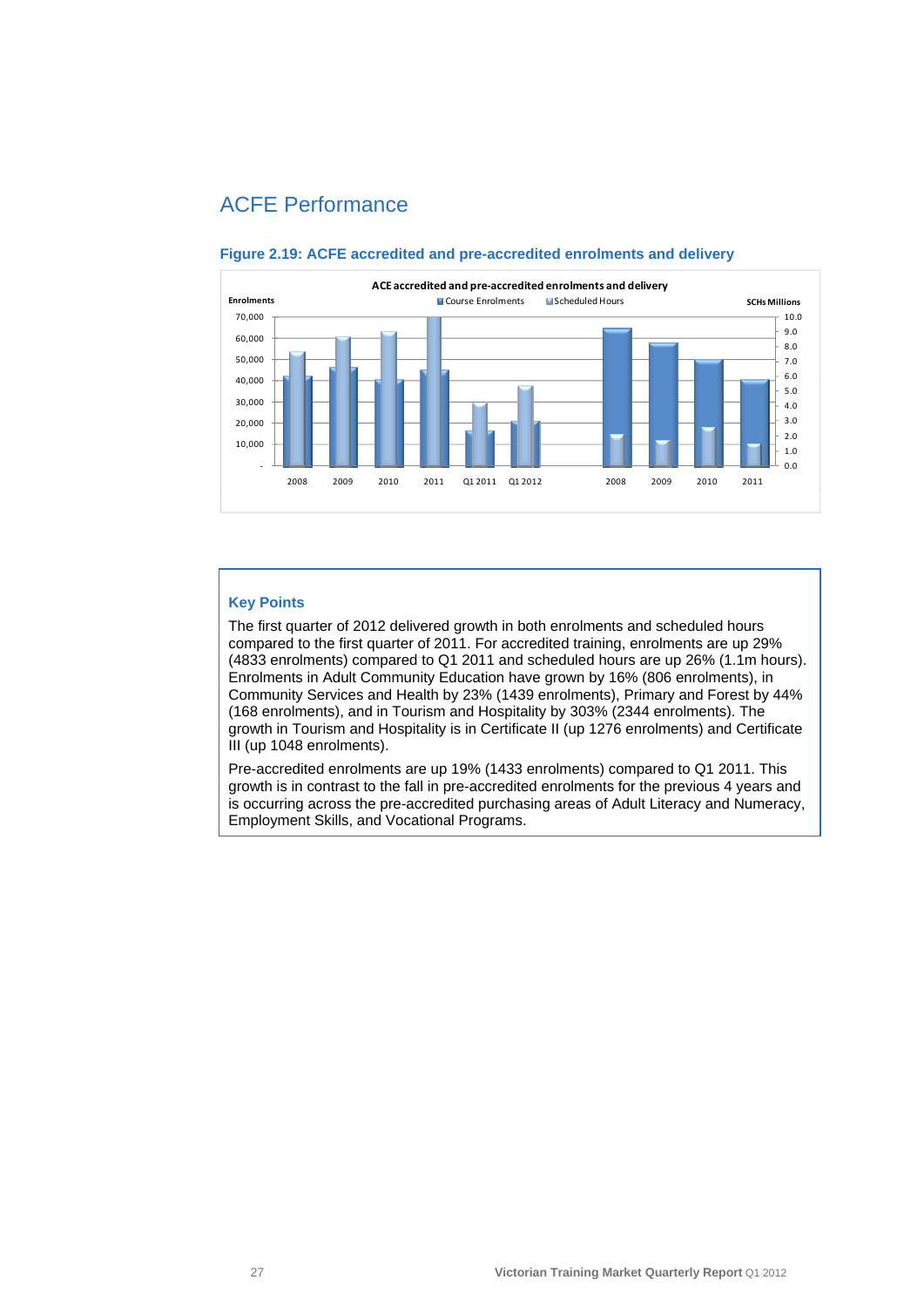# ACFE Performance

**Figure 2.19: ACFE accredited and pre-accredited enrolments and delivery**

## Key Points

The first quarter of 2012 delivered growth in both enrolments and scheduled hours compared to the first quarter of 2011. For accredited training, enrolments are up 29% (4833 enrolments) compared to Q1 2011 and scheduled hours are up 26% (1.1m hours). Enrolments in Adult Community Education have grown by 16% (806 enrolments), in Community Services and Health by 23% (1439 enrolments), Primary and Forest by 44% (168 enrolments), and in Tourism and Hospitality by 303% (2344 enrolments). The growth in Tourism and Hospitality is in Certificate II (up 1276 enrolments) and Certificate III (up 1048 enrolments).

Pre-accredited enrolments are up 19% (1433 enrolments) compared to Q1 2011. This growth is in contrast to the fall in pre-accredited enrolments for the previous 4 years and is occurring across the pre-accredited purchasing areas of Adult Literacy and Numeracy, Employment Skills, and Vocational Programs.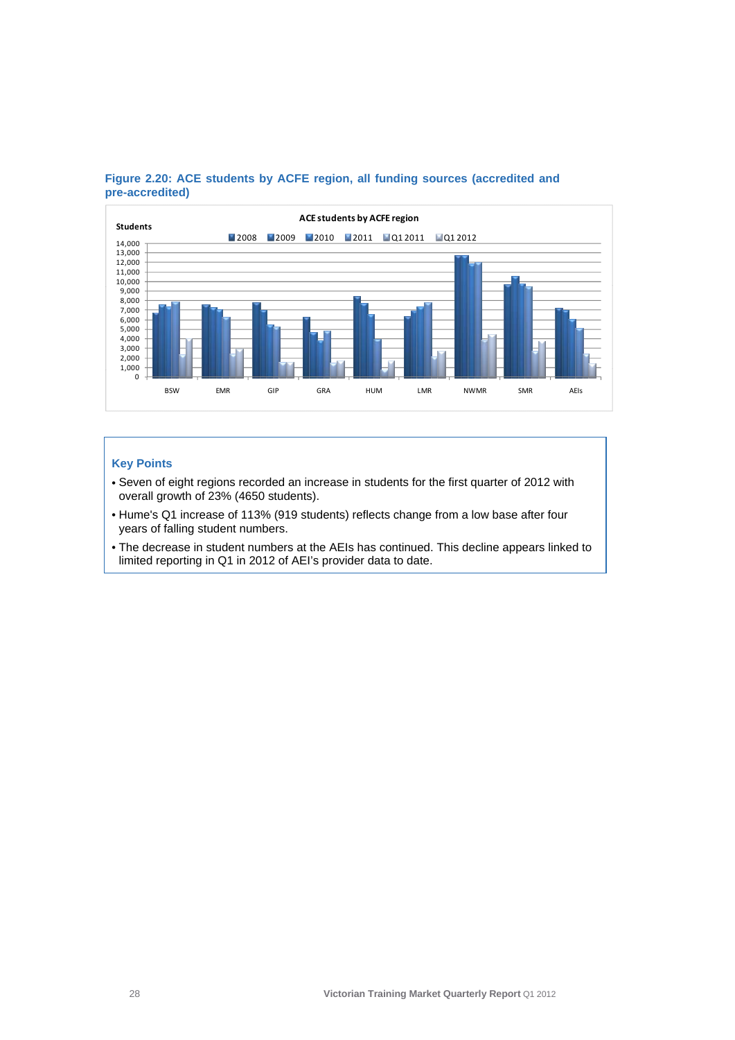**Figure 2.20: ACE students by ACFE region, all funding sources (accredited and pre-accredited)**

**Key Points**

- Seven of eight regions recorded an increase in students for the first quarter of 2012 with overall growth of 23% (4650 students).
- Hume's Q1 increase of 113% (919 students) reflects change from a low base after four years of falling student numbers.
- The decrease in student numbers at the AEIs has continued. This decline appears linked to limited reporting in Q1 in 2012 of AEI's provider data to date.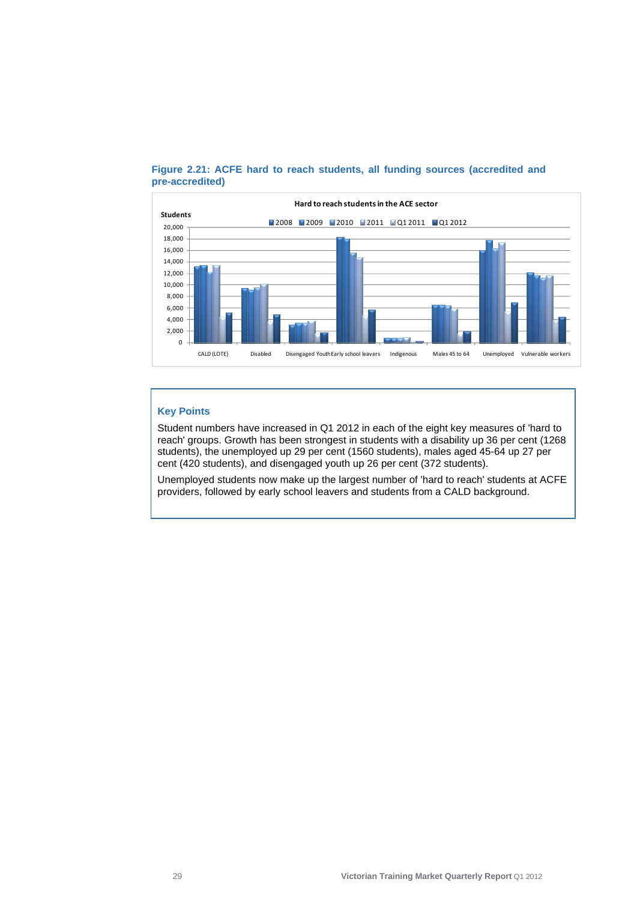**Figure 2.21: ACFE hard to reach students, all funding sources (accredited and pre-accredited)**

**Key Points**

Student numbers have increased in Q1 2012 in each of the eight key measures of 'hard to reach' groups. Growth has been strongest in students with a disability up 36 per cent (1268 students), the unemployed up 29 per cent (1560 students), males aged 45-64 up 27 per cent (420 students), and disengaged youth up 26 per cent (372 students).

Unemployed students now make up the largest number of 'hard to reach' students at ACFE providers, followed by early school leavers and students from a CALD background.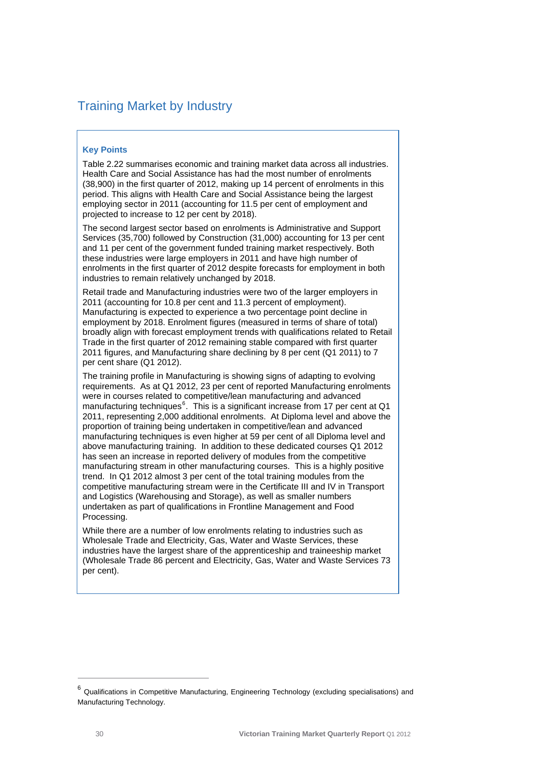## Training Market by Industry

**Key Points**

Table 2.22 summarises economic and training market data across all industries. Health Care and Social Assistance has had the most number of enrolments (38,900) in the first quarter of 2012, making up 14 percent of enrolments in this period. This aligns with Health Care and Social Assistance being the largest employing sector in 2011 (accounting for 11.5 per cent of employment and projected to increase to 12 per cent by 2018).

The second largest sector based on enrolments is Administrative and Support Services (35,700) followed by Construction (31,000) accounting for 13 per cent and 11 per cent of the government funded training market respectively. Both these industries were large employers in 2011 and have high number of enrolments in the first quarter of 2012 despite forecasts for employment in both industries to remain relatively unchanged by 2018.

Retail trade and Manufacturing industries were two of the larger employers in 2011 (accounting for 10.8 per cent and 11.3 percent of employment). Manufacturing is expected to experience a two percentage point decline in employment by 2018. Enrolment figures (measured in terms of share of total) broadly align with forecast employment trends with qualifications related to Retail Trade in the first quarter of 2012 remaining stable compared with first quarter 2011 figures, and Manufacturing share declining by 8 per cent (Q1 2011) to 7 per cent share (Q1 2012).

The training profile in Manufacturing is showing signs of adapting to evolving requirements. As at Q1 2012, 23 per cent of reported Manufacturing enrolments were in courses related to competitive/lean manufacturing and advanced manufacturing techniques[6]. This is a significant increase from 17 per cent at Q1 2011, representing 2,000 additional enrolments. At Diploma level and above the proportion of training being undertaken in competitive/lean and advanced manufacturing techniques is even higher at 59 per cent of all Diploma level and above manufacturing training. In addition to these dedicated courses Q1 2012 has seen an increase in reported delivery of modules from the competitive manufacturing stream in other manufacturing courses. This is a highly positive trend. In Q1 2012 almost 3 per cent of the total training modules from the competitive manufacturing stream were in the Certificate III and IV in Transport and Logistics (Warehousing and Storage), as well as smaller numbers undertaken as part of qualifications in Frontline Management and Food Processing.

While there are a number of low enrolments relating to industries such as Wholesale Trade and Electricity, Gas, Water and Waste Services, these industries have the largest share of the apprenticeship and traineeship market (Wholesale Trade 86 percent and Electricity, Gas, Water and Waste Services 73 per cent).

---

[6] Qualifications in Competitive Manufacturing, Engineering Technology (excluding specialisations) and Manufacturing Technology.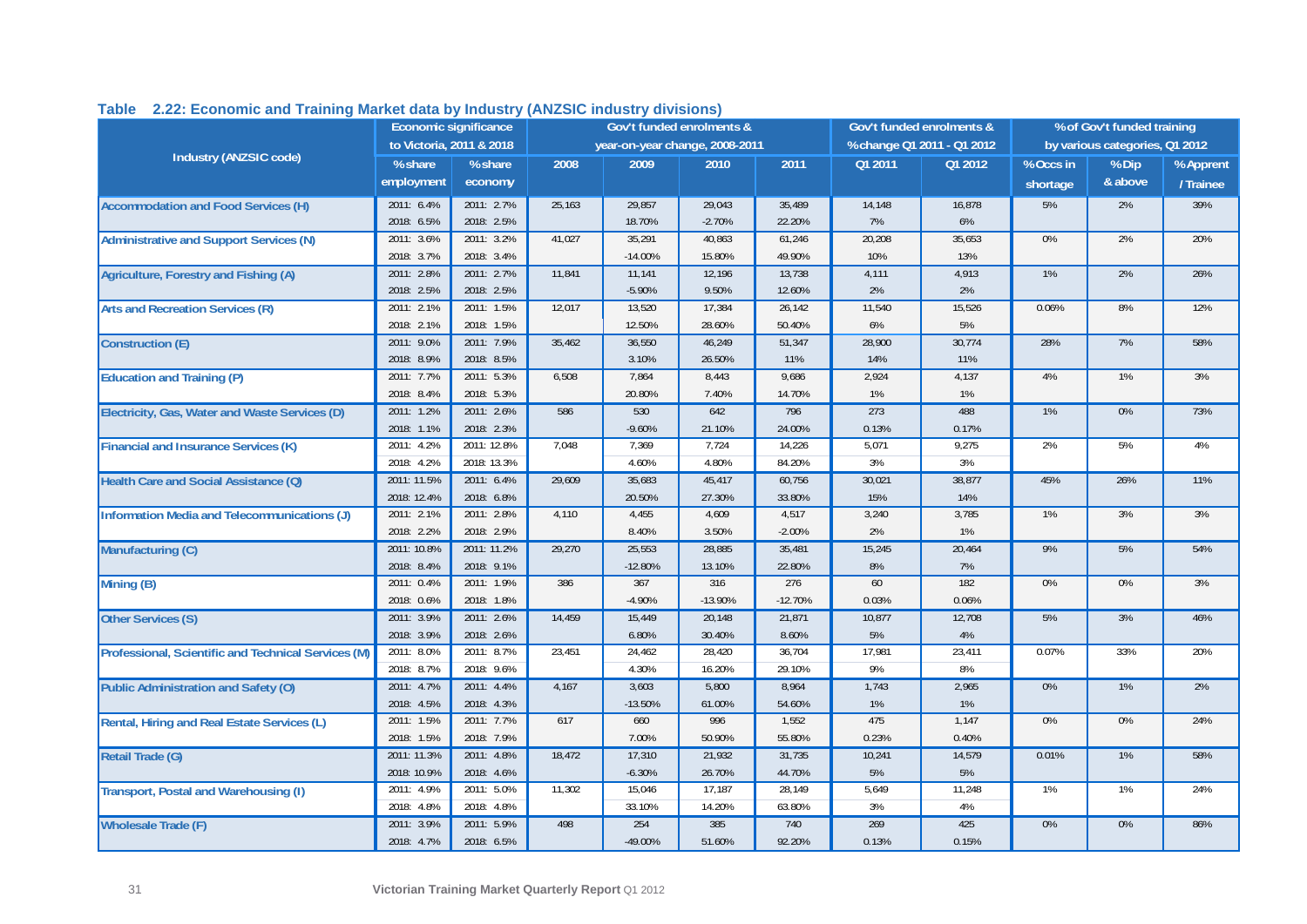## Table 2.22: Economic and Training Market data by Industry (ANZSIC industry divisions)

| Industry (ANZSIC code) | Economic significance to Victoria, 2011 & 2018 | | Gov't funded enrolments & year-on-year change, 2008-2011 | | | | Gov't funded enrolments & % change Q1 2011 - Q1 2012 | | % of Gov't funded training by various categories, Q1 2012 | | |
|---|---|---|---|---|---|---|---|---|---|---|---|
| | % share employment | % share economy | 2008 | 2009 | 2010 | 2011 | Q1 2011 | Q1 2012 | % Occs in shortage | % Dip & above | % Apprent / Trainee |
| Accommodation and Food Services (H) | 2011: 6.4% | 2011: 2.7% | 25,163 | 29,857 | 29,043 | 35,489 | 14,148 | 16,878 | 5% | 2% | 39% |
| | 2018: 6.5% | 2018: 2.5% | | 18.70% | -2.70% | 22.20% | 7% | 6% | | | |
| Administrative and Support Services (N) | 2011: 3.6% | 2011: 3.2% | 41,027 | 35,291 | 40,863 | 61,246 | 20,208 | 35,653 | 0% | 2% | 20% |
| | 2018: 3.7% | 2018: 3.4% | | -14.00% | 15.80% | 49.90% | 10% | 13% | | | |
| Agriculture, Forestry and Fishing (A) | 2011: 2.8% | 2011: 2.7% | 11,841 | 11,141 | 12,196 | 13,738 | 4,111 | 4,913 | 1% | 2% | 26% |
| | 2018: 2.5% | 2018: 2.5% | | -5.90% | 9.50% | 12.60% | 2% | 2% | | | |
| Arts and Recreation Services (R) | 2011: 2.1% | 2011: 1.5% | 12,017 | 13,520 | 17,384 | 26,142 | 11,540 | 15,526 | 0.06% | 8% | 12% |
| | 2018: 2.1% | 2018: 1.5% | | 12.50% | 28.60% | 50.40% | 6% | 5% | | | |
| Construction (E) | 2011: 9.0% | 2011: 7.9% | 35,462 | 36,550 | 46,249 | 51,347 | 28,900 | 30,774 | 28% | 7% | 58% |
| | 2018: 8.9% | 2018: 8.5% | | 3.10% | 26.50% | 11% | 14% | 11% | | | |
| Education and Training (P) | 2011: 7.7% | 2011: 5.3% | 6,508 | 7,864 | 8,443 | 9,686 | 2,924 | 4,137 | 4% | 1% | 3% |
| | 2018: 8.4% | 2018: 5.3% | | 20.80% | 7.40% | 14.70% | 1% | 1% | | | |
| Electricity, Gas, Water and Waste Services (D) | 2011: 1.2% | 2011: 2.6% | 586 | 530 | 642 | 796 | 273 | 488 | 1% | 0% | 73% |
| | 2018: 1.1% | 2018: 2.3% | | -9.60% | 21.10% | 24.00% | 0.13% | 0.17% | | | |
| Financial and Insurance Services (K) | 2011: 4.2% | 2011: 12.8% | 7,048 | 7,369 | 7,724 | 14,226 | 5,071 | 9,275 | 2% | 5% | 4% |
| | 2018: 4.2% | 2018: 13.3% | | 4.60% | 4.80% | 84.20% | 3% | 3% | | | |
| Health Care and Social Assistance (Q) | 2011: 11.5% | 2011: 6.4% | 29,609 | 35,683 | 45,417 | 60,756 | 30,021 | 38,877 | 45% | 26% | 11% |
| | 2018: 12.4% | 2018: 6.8% | | 20.50% | 27.30% | 33.80% | 15% | 14% | | | |
| Information Media and Telecommunications (J) | 2011: 2.1% | 2011: 2.8% | 4,110 | 4,455 | 4,609 | 4,517 | 3,240 | 3,785 | 1% | 3% | 3% |
| | 2018: 2.2% | 2018: 2.9% | | 8.40% | 3.50% | -2.00% | 2% | 1% | | | |
| Manufacturing (C) | 2011: 10.8% | 2011: 11.2% | 29,270 | 25,553 | 28,885 | 35,481 | 15,245 | 20,464 | 9% | 5% | 54% |
| | 2018: 8.4% | 2018: 9.1% | | -12.80% | 13.10% | 22.80% | 8% | 7% | | | |
| Mining (B) | 2011: 0.4% | 2011: 1.9% | 386 | 367 | 316 | 276 | 60 | 182 | 0% | 0% | 3% |
| | 2018: 0.6% | 2018: 1.8% | | -4.90% | -13.90% | -12.70% | 0.03% | 0.06% | | | |
| Other Services (S) | 2011: 3.9% | 2011: 2.6% | 14,459 | 15,449 | 20,148 | 21,871 | 10,877 | 12,708 | 5% | 3% | 46% |
| | 2018: 3.9% | 2018: 2.6% | | 6.80% | 30.40% | 8.60% | 5% | 4% | | | |
| Professional, Scientific and Technical Services (M) | 2011: 8.0% | 2011: 8.7% | 23,451 | 24,462 | 28,420 | 36,704 | 17,981 | 23,411 | 0.07% | 33% | 20% |
| | 2018: 8.7% | 2018: 9.6% | | 4.30% | 16.20% | 29.10% | 9% | 8% | | | |
| Public Administration and Safety (O) | 2011: 4.7% | 2011: 4.4% | 4,167 | 3,603 | 5,800 | 8,964 | 1,743 | 2,965 | 0% | 1% | 2% |
| | 2018: 4.5% | 2018: 4.3% | | -13.50% | 61.00% | 54.60% | 1% | 1% | | | |
| Rental, Hiring and Real Estate Services (L) | 2011: 1.5% | 2011: 7.7% | 617 | 660 | 996 | 1,552 | 475 | 1,147 | 0% | 0% | 24% |
| | 2018: 1.5% | 2018: 7.9% | | 7.00% | 50.90% | 55.80% | 0.23% | 0.40% | | | |
| Retail Trade (G) | 2011: 11.3% | 2011: 4.8% | 18,472 | 17,310 | 21,932 | 31,735 | 10,241 | 14,579 | 0.01% | 1% | 58% |
| | 2018: 10.9% | 2018: 4.6% | | -6.30% | 26.70% | 44.70% | 5% | 5% | | | |
| Transport, Postal and Warehousing (I) | 2011: 4.9% | 2011: 5.0% | 11,302 | 15,046 | 17,187 | 28,149 | 5,649 | 11,248 | 1% | 1% | 24% |
| | 2018: 4.8% | 2018: 4.8% | | 33.10% | 14.20% | 63.80% | 3% | 4% | | | |
| Wholesale Trade (F) | 2011: 3.9% | 2011: 5.9% | 498 | 254 | 385 | 740 | 269 | 425 | 0% | 0% | 86% |
| | 2018: 4.7% | 2018: 6.5% | | -49.00% | 51.60% | 92.20% | 0.13% | 0.15% | | | |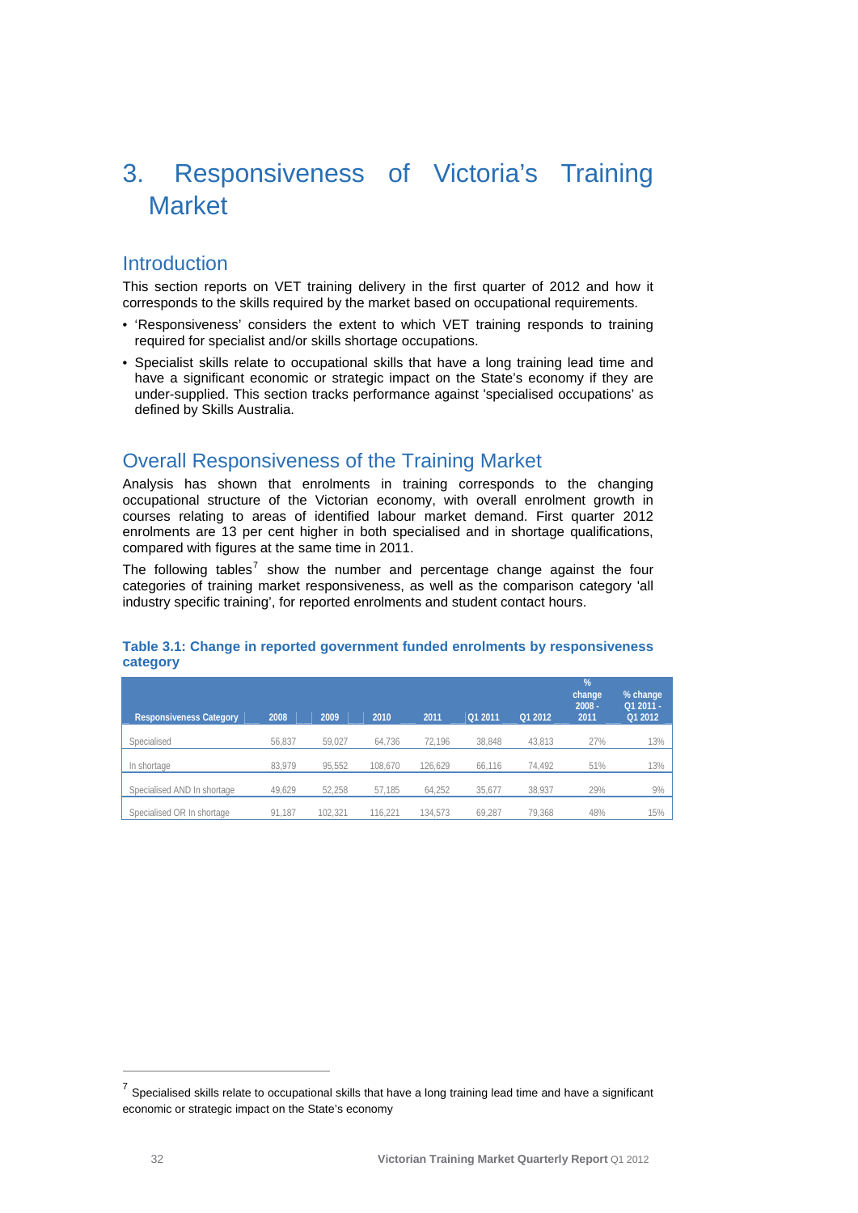# 3. Responsiveness of Victoria's Training Market

## Introduction

This section reports on VET training delivery in the first quarter of 2012 and how it corresponds to the skills required by the market based on occupational requirements.

- 'Responsiveness' considers the extent to which VET training responds to training required for specialist and/or skills shortage occupations.
- Specialist skills relate to occupational skills that have a long training lead time and have a significant economic or strategic impact on the State's economy if they are under-supplied. This section tracks performance against 'specialised occupations' as defined by Skills Australia.

## Overall Responsiveness of the Training Market

Analysis has shown that enrolments in training corresponds to the changing occupational structure of the Victorian economy, with overall enrolment growth in courses relating to areas of identified labour market demand. First quarter 2012 enrolments are 13 per cent higher in both specialised and in shortage qualifications, compared with figures at the same time in 2011.

The following tables[7] show the number and percentage change against the four categories of training market responsiveness, as well as the comparison category 'all industry specific training', for reported enrolments and student contact hours.

**Table 3.1: Change in reported government funded enrolments by responsiveness category**

| Responsiveness Category | 2008 | 2009 | 2010 | 2011 | Q1 2011 | Q1 2012 | % change 2008 - 2011 | % change Q1 2011 - Q1 2012 |
|---|---|---|---|---|---|---|---|---|
| Specialised | 56,837 | 59,027 | 64,736 | 72,196 | 38,848 | 43,813 | 27% | 13% |
| In shortage | 83,979 | 95,552 | 108,670 | 126,629 | 66,116 | 74,492 | 51% | 13% |
| Specialised AND In shortage | 49,629 | 52,258 | 57,185 | 64,252 | 35,677 | 38,937 | 29% | 9% |
| Specialised OR In shortage | 91,187 | 102,321 | 116,221 | 134,573 | 69,287 | 79,368 | 48% | 15% |

[7] Specialised skills relate to occupational skills that have a long training lead time and have a significant economic or strategic impact on the State's economy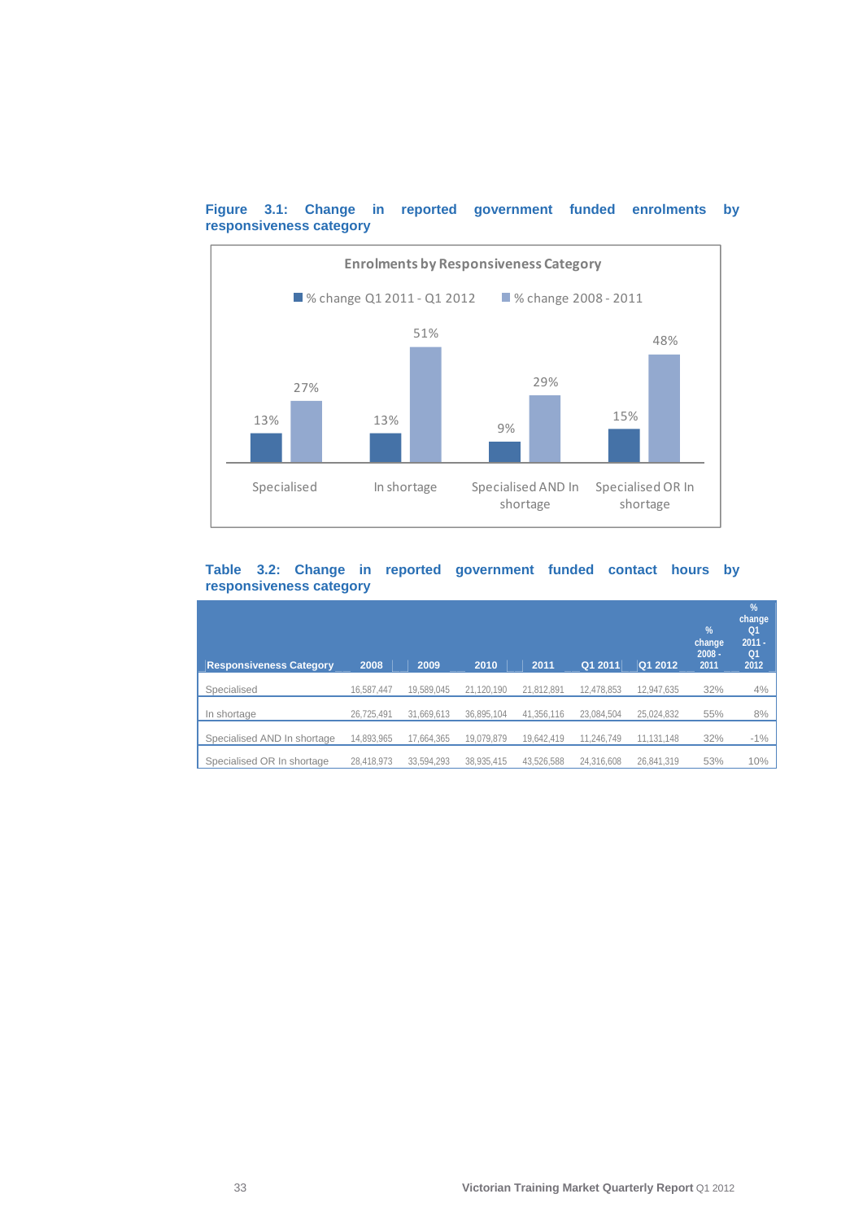**Figure 3.1: Change in reported government funded enrolments by responsiveness category**

Enrolments by Responsiveness Category

| Responsiveness Category | % change Q1 2011 - Q1 2012 | % change 2008 - 2011 |
|---|---|---|
| Specialised | 13% | 27% |
| In shortage | 13% | 51% |
| Specialised AND In shortage | 9% | 29% |
| Specialised OR In shortage | 15% | 48% |

**Table 3.2: Change in reported government funded contact hours by responsiveness category**

| Responsiveness Category | 2008 | 2009 | 2010 | 2011 | Q1 2011 | Q1 2012 | % change 2008 - 2011 | % change Q1 2011 - Q1 2012 |
|---|---|---|---|---|---|---|---|---|
| Specialised | 16,587,447 | 19,589,045 | 21,120,190 | 21,812,891 | 12,478,853 | 12,947,635 | 32% | 4% |
| In shortage | 26,725,491 | 31,669,613 | 36,895,104 | 41,356,116 | 23,084,504 | 25,024,832 | 55% | 8% |
| Specialised AND In shortage | 14,893,965 | 17,664,365 | 19,079,879 | 19,642,419 | 11,246,749 | 11,131,148 | 32% | -1% |
| Specialised OR In shortage | 28,418,973 | 33,594,293 | 38,935,415 | 43,526,588 | 24,316,608 | 26,841,319 | 53% | 10% |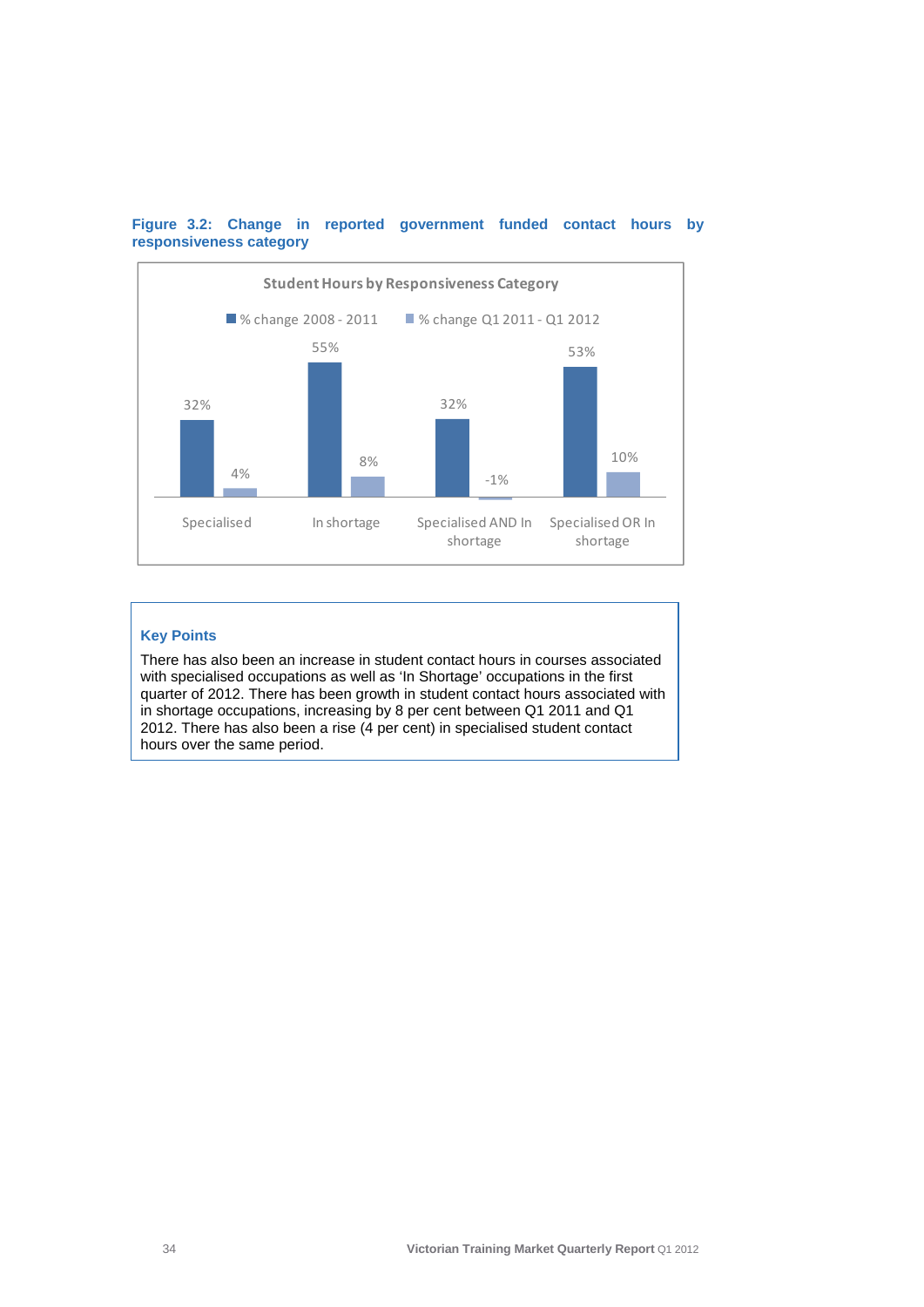**Figure 3.2: Change in reported government funded contact hours by responsiveness category**

Student Hours by Responsiveness Category

| | % change 2008 - 2011 | % change Q1 2011 - Q1 2012 |
|---|---|---|
| Specialised | 32% | 4% |
| In shortage | 55% | 8% |
| Specialised AND In shortage | 32% | -1% |
| Specialised OR In shortage | 53% | 10% |

### Key Points

There has also been an increase in student contact hours in courses associated with specialised occupations as well as 'In Shortage' occupations in the first quarter of 2012. There has been growth in student contact hours associated with in shortage occupations, increasing by 8 per cent between Q1 2011 and Q1 2012. There has also been a rise (4 per cent) in specialised student contact hours over the same period.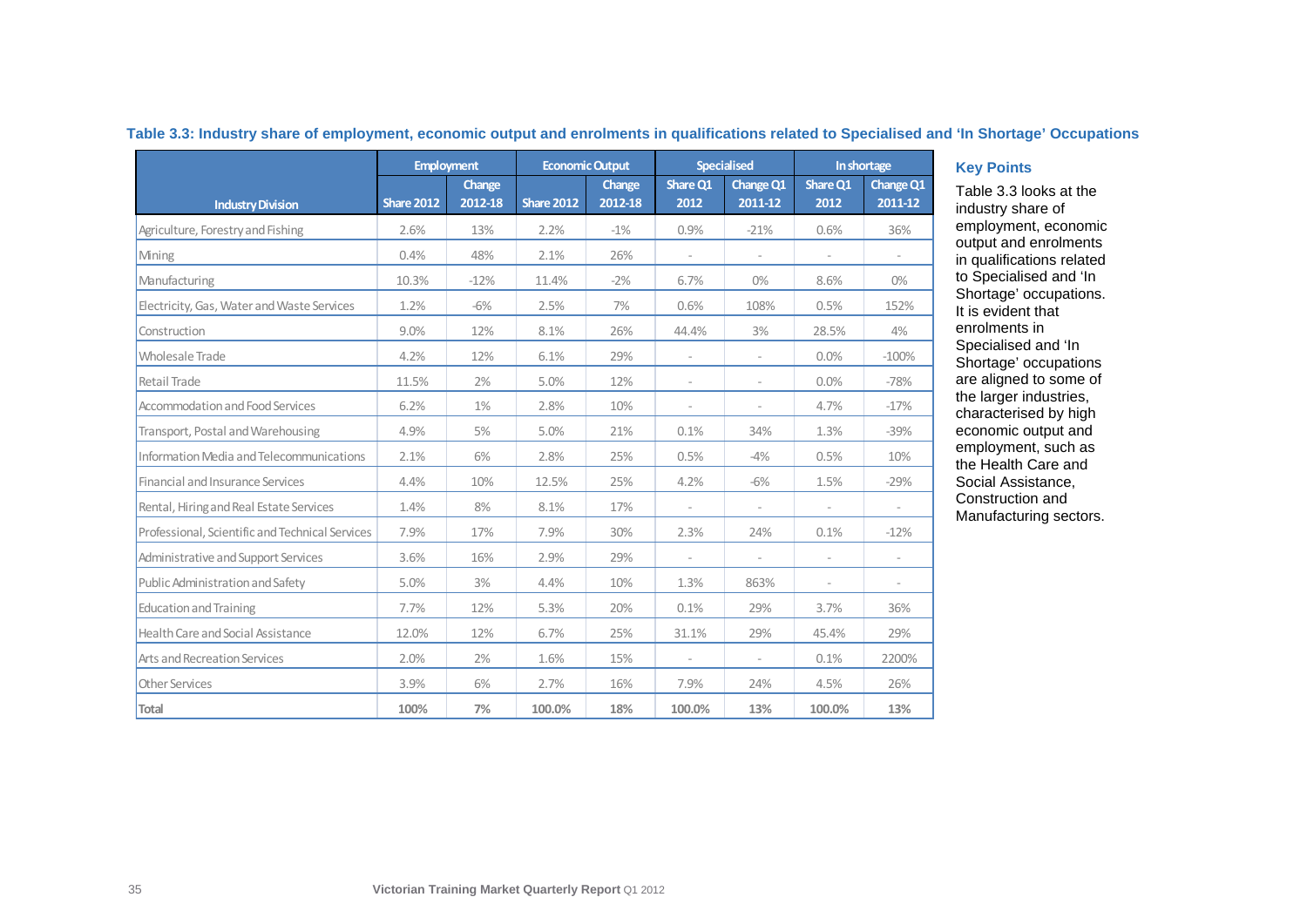**Table 3.3: Industry share of employment, economic output and enrolments in qualifications related to Specialised and 'In Shortage' Occupations**

| Industry Division | Employment | | Economic Output | | Specialised | | In shortage | |
|---|---|---|---|---|---|---|---|---|
| | Share 2012 | Change 2012-18 | Share 2012 | Change 2012-18 | Share Q1 2012 | Change Q1 2011-12 | Share Q1 2012 | Change Q1 2011-12 |
| Agriculture, Forestry and Fishing | 2.6% | 13% | 2.2% | -1% | 0.9% | -21% | 0.6% | 36% |
| Mining | 0.4% | 48% | 2.1% | 26% | - | - | - | - |
| Manufacturing | 10.3% | -12% | 11.4% | -2% | 6.7% | 0% | 8.6% | 0% |
| Electricity, Gas, Water and Waste Services | 1.2% | -6% | 2.5% | 7% | 0.6% | 108% | 0.5% | 152% |
| Construction | 9.0% | 12% | 8.1% | 26% | 44.4% | 3% | 28.5% | 4% |
| Wholesale Trade | 4.2% | 12% | 6.1% | 29% | - | - | 0.0% | -100% |
| Retail Trade | 11.5% | 2% | 5.0% | 12% | - | - | 0.0% | -78% |
| Accommodation and Food Services | 6.2% | 1% | 2.8% | 10% | - | - | 4.7% | -17% |
| Transport, Postal and Warehousing | 4.9% | 5% | 5.0% | 21% | 0.1% | 34% | 1.3% | -39% |
| Information Media and Telecommunications | 2.1% | 6% | 2.8% | 25% | 0.5% | -4% | 0.5% | 10% |
| Financial and Insurance Services | 4.4% | 10% | 12.5% | 25% | 4.2% | -6% | 1.5% | -29% |
| Rental, Hiring and Real Estate Services | 1.4% | 8% | 8.1% | 17% | - | - | - | - |
| Professional, Scientific and Technical Services | 7.9% | 17% | 7.9% | 30% | 2.3% | 24% | 0.1% | -12% |
| Administrative and Support Services | 3.6% | 16% | 2.9% | 29% | - | - | - | - |
| Public Administration and Safety | 5.0% | 3% | 4.4% | 10% | 1.3% | 863% | - | - |
| Education and Training | 7.7% | 12% | 5.3% | 20% | 0.1% | 29% | 3.7% | 36% |
| Health Care and Social Assistance | 12.0% | 12% | 6.7% | 25% | 31.1% | 29% | 45.4% | 29% |
| Arts and Recreation Services | 2.0% | 2% | 1.6% | 15% | - | - | 0.1% | 2200% |
| Other Services | 3.9% | 6% | 2.7% | 16% | 7.9% | 24% | 4.5% | 26% |
| **Total** | **100%** | **7%** | **100.0%** | **18%** | **100.0%** | **13%** | **100.0%** | **13%** |

### Key Points

Table 3.3 looks at the industry share of employment, economic output and enrolments in qualifications related to Specialised and 'In Shortage' occupations. It is evident that enrolments in Specialised and 'In Shortage' occupations are aligned to some of the larger industries, characterised by high economic output and employment, such as the Health Care and Social Assistance, Construction and Manufacturing sectors.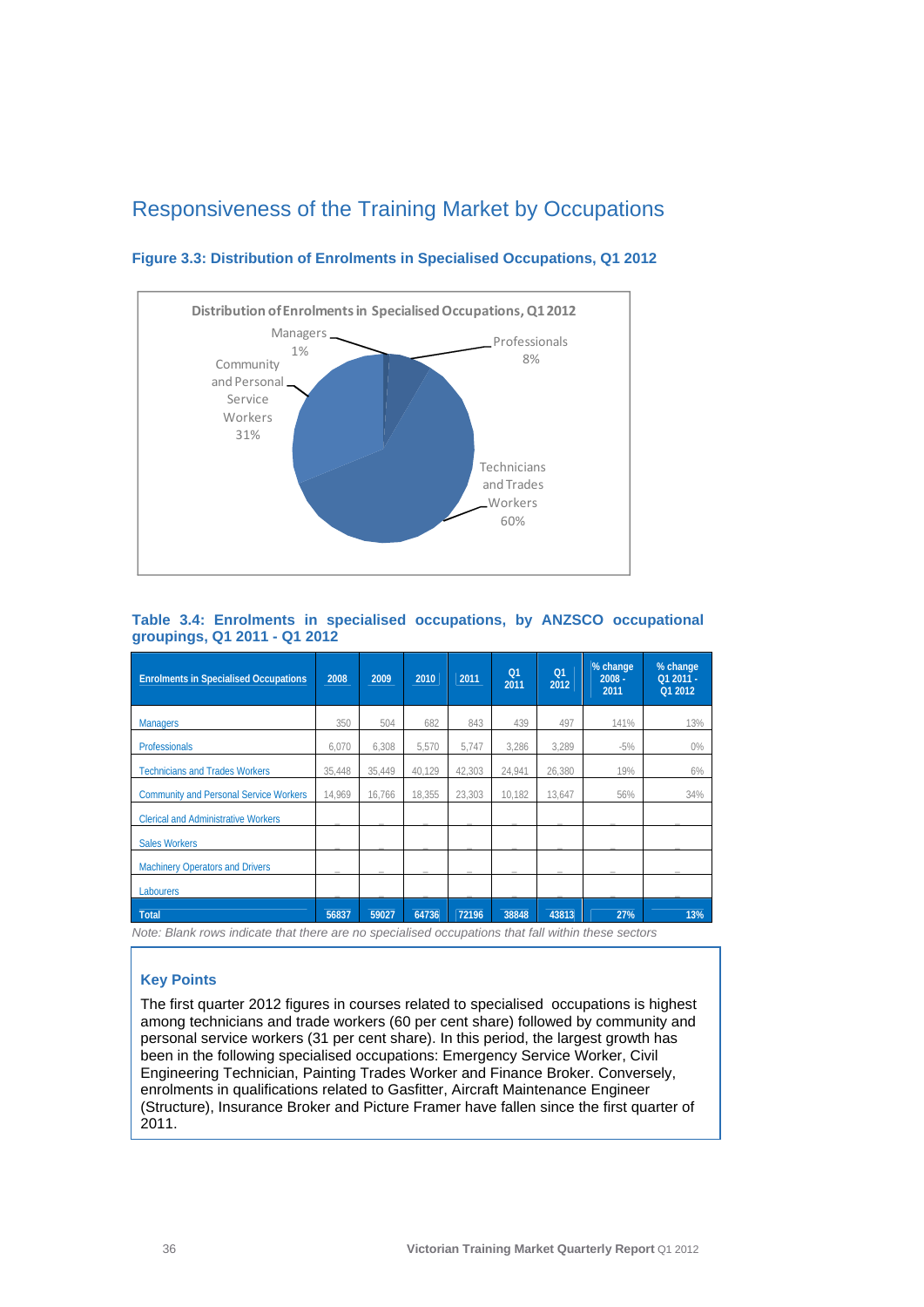# Responsiveness of the Training Market by Occupations

### Figure 3.3: Distribution of Enrolments in Specialised Occupations, Q1 2012

Distribution of Enrolments in Specialised Occupations, Q1 2012

- Managers 1%
- Professionals 8%
- Community and Personal Service Workers 31%
- Technicians and Trades Workers 60%

### Table 3.4: Enrolments in specialised occupations, by ANZSCO occupational groupings, Q1 2011 - Q1 2012

| Enrolments in Specialised Occupations | 2008 | 2009 | 2010 | 2011 | Q1 2011 | Q1 2012 | % change 2008 - 2011 | % change Q1 2011 - Q1 2012 |
|---|---|---|---|---|---|---|---|---|
| Managers | 350 | 504 | 682 | 843 | 439 | 497 | 141% | 13% |
| Professionals | 6,070 | 6,308 | 5,570 | 5,747 | 3,286 | 3,289 | -5% | 0% |
| Technicians and Trades Workers | 35,448 | 35,449 | 40,129 | 42,303 | 24,941 | 26,380 | 19% | 6% |
| Community and Personal Service Workers | 14,969 | 16,766 | 18,355 | 23,303 | 10,182 | 13,647 | 56% | 34% |
| Clerical and Administrative Workers | _ | _ | _ | _ | _ | _ | _ | _ |
| Sales Workers | _ | _ | _ | _ | _ | _ | _ | _ |
| Machinery Operators and Drivers | _ | _ | _ | _ | _ | _ | _ | _ |
| Labourers | _ | _ | _ | _ | _ | _ | _ | _ |
| Total | 56837 | 59027 | 64736 | 72196 | 38848 | 43813 | 27% | 13% |

*Note: Blank rows indicate that there are no specialised occupations that fall within these sectors*

### Key Points

The first quarter 2012 figures in courses related to specialised occupations is highest among technicians and trade workers (60 per cent share) followed by community and personal service workers (31 per cent share). In this period, the largest growth has been in the following specialised occupations: Emergency Service Worker, Civil Engineering Technician, Painting Trades Worker and Finance Broker. Conversely, enrolments in qualifications related to Gasfitter, Aircraft Maintenance Engineer (Structure), Insurance Broker and Picture Framer have fallen since the first quarter of 2011.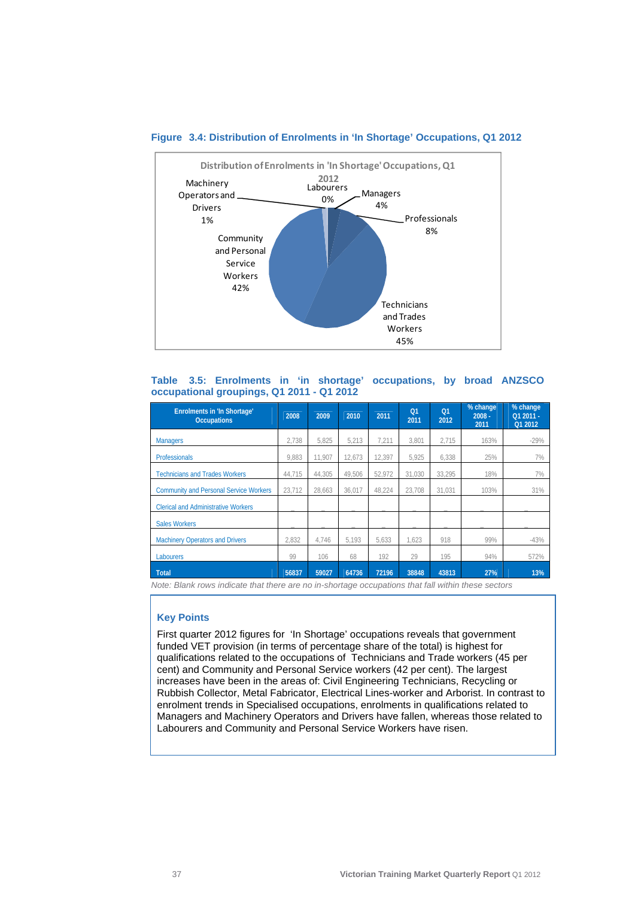**Figure 3.4: Distribution of Enrolments in 'In Shortage' Occupations, Q1 2012**

Distribution of Enrolments in 'In Shortage' Occupations, Q1 2012

- Labourers 0%
- Managers 4%
- Professionals 8%
- Technicians and Trades Workers 45%
- Community and Personal Service Workers 42%
- Machinery Operators and Drivers 1%

**Table 3.5: Enrolments in 'in shortage' occupations, by broad ANZSCO occupational groupings, Q1 2011 - Q1 2012**

| Enrolments in 'In Shortage' Occupations | 2008 | 2009 | 2010 | 2011 | Q1 2011 | Q1 2012 | % change 2008 - 2011 | % change Q1 2011 - Q1 2012 |
|---|---|---|---|---|---|---|---|---|
| Managers | 2,738 | 5,825 | 5,213 | 7,211 | 3,801 | 2,715 | 163% | -29% |
| Professionals | 9,883 | 11,907 | 12,673 | 12,397 | 5,925 | 6,338 | 25% | 7% |
| Technicians and Trades Workers | 44,715 | 44,305 | 49,506 | 52,972 | 31,030 | 33,295 | 18% | 7% |
| Community and Personal Service Workers | 23,712 | 28,663 | 36,017 | 48,224 | 23,708 | 31,031 | 103% | 31% |
| Clerical and Administrative Workers | _ | _ | _ | _ | _ | _ | _ | _ |
| Sales Workers | _ | _ | _ | _ | _ | _ | _ | _ |
| Machinery Operators and Drivers | 2,832 | 4,746 | 5,193 | 5,633 | 1,623 | 918 | 99% | -43% |
| Labourers | 99 | 106 | 68 | 192 | 29 | 195 | 94% | 572% |
| **Total** | **56837** | **59027** | **64736** | **72196** | **38848** | **43813** | **27%** | **13%** |

*Note: Blank rows indicate that there are no in-shortage occupations that fall within these sectors*

### Key Points

First quarter 2012 figures for 'In Shortage' occupations reveals that government funded VET provision (in terms of percentage share of the total) is highest for qualifications related to the occupations of Technicians and Trade workers (45 per cent) and Community and Personal Service workers (42 per cent). The largest increases have been in the areas of: Civil Engineering Technicians, Recycling or Rubbish Collector, Metal Fabricator, Electrical Lines-worker and Arborist. In contrast to enrolment trends in Specialised occupations, enrolments in qualifications related to Managers and Machinery Operators and Drivers have fallen, whereas those related to Labourers and Community and Personal Service Workers have risen.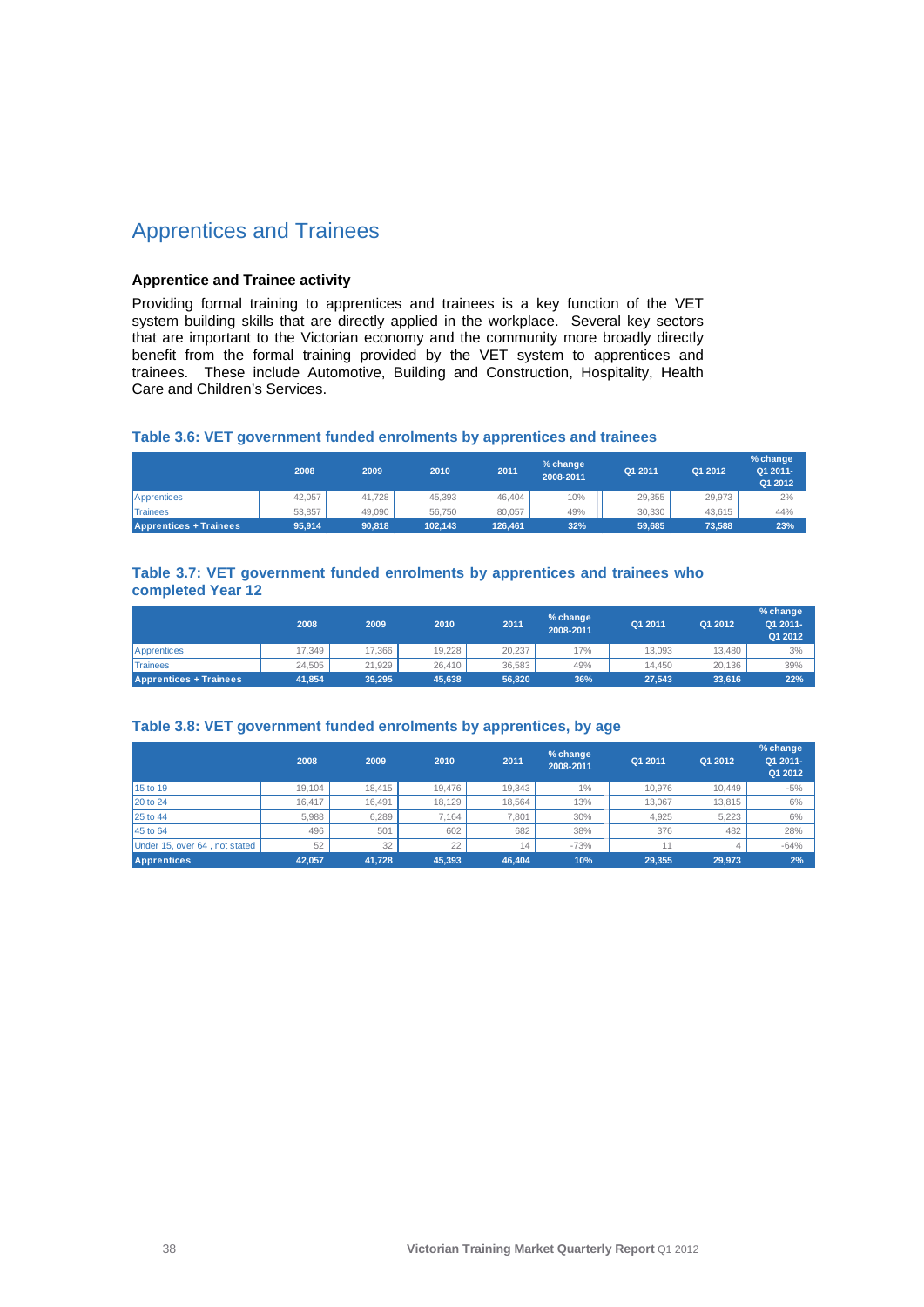## Apprentices and Trainees

### Apprentice and Trainee activity

Providing formal training to apprentices and trainees is a key function of the VET system building skills that are directly applied in the workplace. Several key sectors that are important to the Victorian economy and the community more broadly directly benefit from the formal training provided by the VET system to apprentices and trainees. These include Automotive, Building and Construction, Hospitality, Health Care and Children's Services.

#### Table 3.6: VET government funded enrolments by apprentices and trainees

| | 2008 | 2009 | 2010 | 2011 | % change 2008-2011 | Q1 2011 | Q1 2012 | % change Q1 2011-Q1 2012 |
|---|---|---|---|---|---|---|---|---|
| Apprentices | 42,057 | 41,728 | 45,393 | 46,404 | 10% | 29,355 | 29,973 | 2% |
| Trainees | 53,857 | 49,090 | 56,750 | 80,057 | 49% | 30,330 | 43,615 | 44% |
| **Apprentices + Trainees** | **95,914** | **90,818** | **102,143** | **126,461** | **32%** | **59,685** | **73,588** | **23%** |

#### Table 3.7: VET government funded enrolments by apprentices and trainees who completed Year 12

| | 2008 | 2009 | 2010 | 2011 | % change 2008-2011 | Q1 2011 | Q1 2012 | % change Q1 2011-Q1 2012 |
|---|---|---|---|---|---|---|---|---|
| Apprentices | 17,349 | 17,366 | 19,228 | 20,237 | 17% | 13,093 | 13,480 | 3% |
| Trainees | 24,505 | 21,929 | 26,410 | 36,583 | 49% | 14,450 | 20,136 | 39% |
| **Apprentices + Trainees** | **41,854** | **39,295** | **45,638** | **56,820** | **36%** | **27,543** | **33,616** | **22%** |

#### Table 3.8: VET government funded enrolments by apprentices, by age

| | 2008 | 2009 | 2010 | 2011 | % change 2008-2011 | Q1 2011 | Q1 2012 | % change Q1 2011-Q1 2012 |
|---|---|---|---|---|---|---|---|---|
| 15 to 19 | 19,104 | 18,415 | 19,476 | 19,343 | 1% | 10,976 | 10,449 | -5% |
| 20 to 24 | 16,417 | 16,491 | 18,129 | 18,564 | 13% | 13,067 | 13,815 | 6% |
| 25 to 44 | 5,988 | 6,289 | 7,164 | 7,801 | 30% | 4,925 | 5,223 | 6% |
| 45 to 64 | 496 | 501 | 602 | 682 | 38% | 376 | 482 | 28% |
| Under 15, over 64 , not stated | 52 | 32 | 22 | 14 | -73% | 11 | 4 | -64% |
| **Apprentices** | **42,057** | **41,728** | **45,393** | **46,404** | **10%** | **29,355** | **29,973** | **2%** |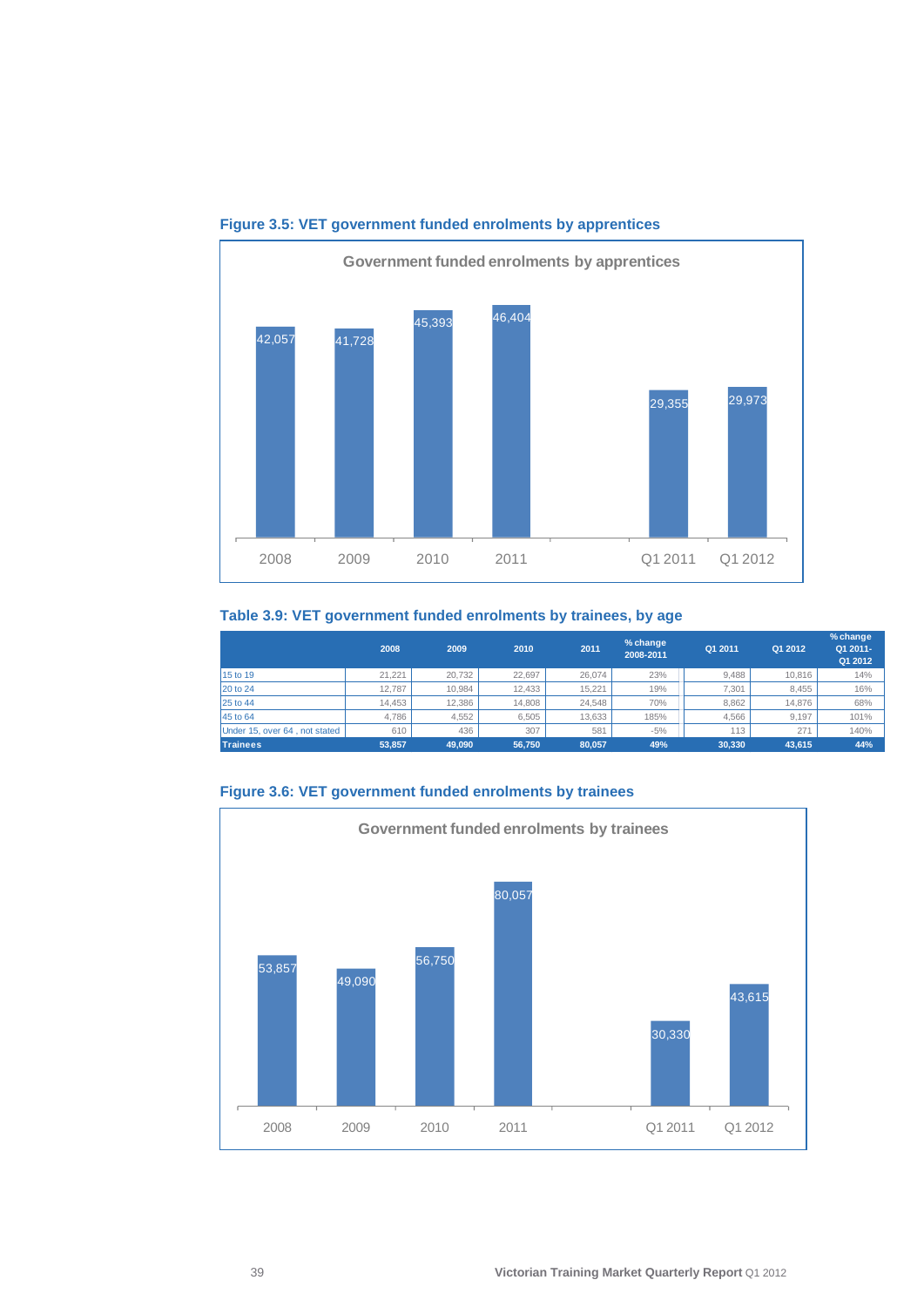### Figure 3.5: VET government funded enrolments by apprentices

Government funded enrolments by apprentices

| | 2008 | 2009 | 2010 | 2011 | Q1 2011 | Q1 2012 |
|---|---|---|---|---|---|---|
| Apprentices | 42,057 | 41,728 | 45,393 | 46,404 | 29,355 | 29,973 |

### Table 3.9: VET government funded enrolments by trainees, by age

| | 2008 | 2009 | 2010 | 2011 | % change 2008-2011 | Q1 2011 | Q1 2012 | % change Q1 2011-Q1 2012 |
|---|---|---|---|---|---|---|---|---|
| 15 to 19 | 21,221 | 20,732 | 22,697 | 26,074 | 23% | 9,488 | 10,816 | 14% |
| 20 to 24 | 12,787 | 10,984 | 12,433 | 15,221 | 19% | 7,301 | 8,455 | 16% |
| 25 to 44 | 14,453 | 12,386 | 14,808 | 24,548 | 70% | 8,862 | 14,876 | 68% |
| 45 to 64 | 4,786 | 4,552 | 6,505 | 13,633 | 185% | 4,566 | 9,197 | 101% |
| Under 15, over 64 , not stated | 610 | 436 | 307 | 581 | -5% | 113 | 271 | 140% |
| **Trainees** | **53,857** | **49,090** | **56,750** | **80,057** | **49%** | **30,330** | **43,615** | **44%** |

### Figure 3.6: VET government funded enrolments by trainees

Government funded enrolments by trainees

| | 2008 | 2009 | 2010 | 2011 | Q1 2011 | Q1 2012 |
|---|---|---|---|---|---|---|
| Trainees | 53,857 | 49,090 | 56,750 | 80,057 | 30,330 | 43,615 |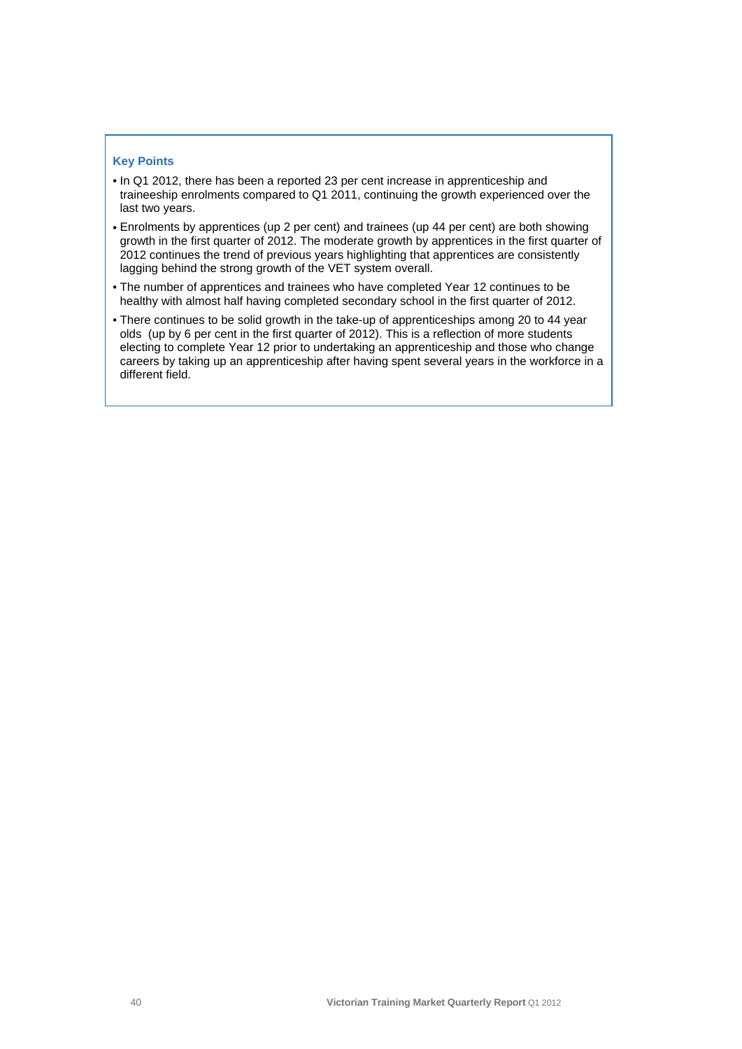### Key Points

- In Q1 2012, there has been a reported 23 per cent increase in apprenticeship and traineeship enrolments compared to Q1 2011, continuing the growth experienced over the last two years.
- Enrolments by apprentices (up 2 per cent) and trainees (up 44 per cent) are both showing growth in the first quarter of 2012. The moderate growth by apprentices in the first quarter of 2012 continues the trend of previous years highlighting that apprentices are consistently lagging behind the strong growth of the VET system overall.
- The number of apprentices and trainees who have completed Year 12 continues to be healthy with almost half having completed secondary school in the first quarter of 2012.
- There continues to be solid growth in the take-up of apprenticeships among 20 to 44 year olds (up by 6 per cent in the first quarter of 2012). This is a reflection of more students electing to complete Year 12 prior to undertaking an apprenticeship and those who change careers by taking up an apprenticeship after having spent several years in the workforce in a different field.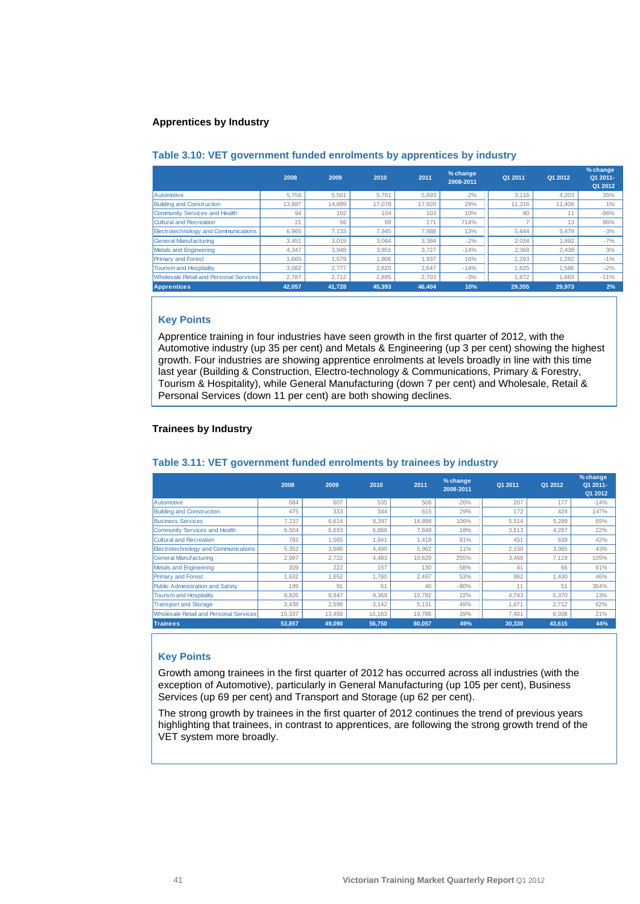## Apprentices by Industry

### Table 3.10: VET government funded enrolments by apprentices by industry

| | 2008 | 2009 | 2010 | 2011 | % change 2008-2011 | Q1 2011 | Q1 2012 | % change Q1 2011-Q1 2012 |
|---|---|---|---|---|---|---|---|---|
| Automotive | 5,758 | 5,501 | 5,761 | 5,893 | 2% | 3,116 | 4,203 | 35% |
| Building and Construction | 13,887 | 14,899 | 17,078 | 17,920 | 29% | 11,316 | 11,406 | 1% |
| Community Services and Health | 94 | 102 | 104 | 103 | 10% | 80 | 11 | -86% |
| Cultural and Recreation | 21 | 56 | 69 | 171 | 714% | 7 | 13 | 86% |
| Electrotechnology and Communications | 6,965 | 7,133 | 7,945 | 7,888 | 13% | 5,644 | 5,479 | -3% |
| General Manufacturing | 3,451 | 3,019 | 3,064 | 3,384 | -2% | 2,034 | 1,892 | -7% |
| Metals and Engineering | 4,347 | 3,948 | 3,851 | 3,727 | -14% | 2,368 | 2,438 | 3% |
| Primary and Forest | 1,665 | 1,579 | 1,806 | 1,937 | 16% | 1,293 | 1,282 | -1% |
| Tourism and Hospitality | 3,082 | 2,777 | 2,820 | 2,647 | -14% | 1,625 | 1,586 | -2% |
| Wholesale Retail and Personal Services | 2,787 | 2,712 | 2,895 | 2,703 | -3% | 1,872 | 1,663 | -11% |
| **Apprentices** | **42,057** | **41,728** | **45,393** | **46,404** | **10%** | **29,355** | **29,973** | **2%** |

### Key Points

Apprentice training in four industries have seen growth in the first quarter of 2012, with the Automotive industry (up 35 per cent) and Metals & Engineering (up 3 per cent) showing the highest growth. Four industries are showing apprentice enrolments at levels broadly in line with this time last year (Building & Construction, Electro-technology & Communications, Primary & Forestry, Tourism & Hospitality), while General Manufacturing (down 7 per cent) and Wholesale, Retail & Personal Services (down 11 per cent) are both showing declines.

## Trainees by Industry

### Table 3.11: VET government funded enrolments by trainees by industry

| | 2008 | 2009 | 2010 | 2011 | % change 2008-2011 | Q1 2011 | Q1 2012 | % change Q1 2011-Q1 2012 |
|---|---|---|---|---|---|---|---|---|
| Automotive | 684 | 607 | 535 | 508 | -26% | 207 | 177 | -14% |
| Building and Construction | 475 | 333 | 344 | 615 | 29% | 172 | 424 | 147% |
| Business Services | 7,237 | 6,614 | 8,397 | 14,898 | 106% | 5,514 | 9,299 | 69% |
| Community Services and Health | 6,504 | 6,693 | 6,888 | 7,648 | 18% | 3,513 | 4,287 | 22% |
| Cultural and Recreation | 782 | 1,565 | 1,941 | 1,418 | 81% | 451 | 639 | 42% |
| Electrotechnology and Communications | 5,352 | 3,686 | 4,490 | 5,962 | 11% | 2,150 | 3,085 | 43% |
| General Manufacturing | 2,997 | 2,722 | 4,483 | 10,629 | 255% | 3,469 | 7,119 | 105% |
| Metals and Engineering | 309 | 222 | 157 | 130 | -58% | 41 | 66 | 61% |
| Primary and Forest | 1,632 | 1,652 | 1,780 | 2,497 | 53% | 982 | 1,430 | 46% |
| Public Administration and Safety | 199 | 91 | 61 | 40 | -80% | 11 | 51 | 364% |
| Tourism and Hospitality | 8,826 | 8,847 | 9,369 | 10,782 | 22% | 4,743 | 5,370 | 13% |
| Transport and Storage | 3,438 | 2,598 | 3,142 | 5,131 | 49% | 1,671 | 2,712 | 62% |
| Wholesale Retail and Personal Services | 15,337 | 13,456 | 15,163 | 19,786 | 29% | 7,401 | 8,928 | 21% |
| **Trainees** | **53,857** | **49,090** | **56,750** | **80,057** | **49%** | **30,330** | **43,615** | **44%** |

### Key Points

Growth among trainees in the first quarter of 2012 has occurred across all industries (with the exception of Automotive), particularly in General Manufacturing (up 105 per cent), Business Services (up 69 per cent) and Transport and Storage (up 62 per cent).

The strong growth by trainees in the first quarter of 2012 continues the trend of previous years highlighting that trainees, in contrast to apprentices, are following the strong growth trend of the VET system more broadly.